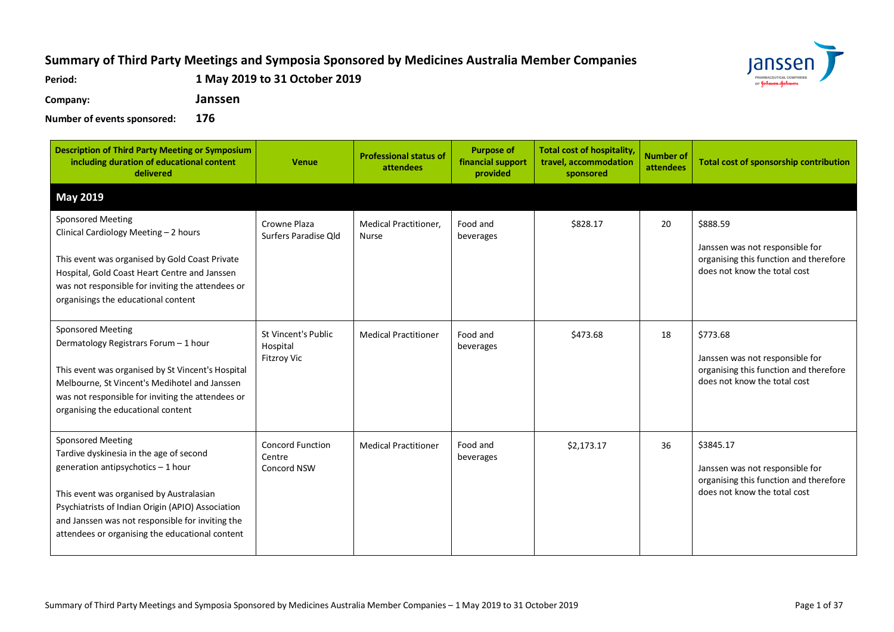# Summary of Third Party Meetings and Symposia Sponsored by Medicines Australia Member Companies

**Period:** 1 May 2019 to 31 October 2019

**Company:** Janssen

**Number of events sponsored:** 176

| Description of Third Party Meeting or Symposium including duration of educational content delivered | Venue | Professional status of attendees | Purpose of financial support provided | Total cost of hospitality, travel, accommodation sponsored | Number of attendees | Total cost of sponsorship contribution |
|---|---|---|---|---|---|---|
| **May 2019** | | | | | | |
| Sponsored Meeting<br>Clinical Cardiology Meeting – 2 hours<br><br>This event was organised by Gold Coast Private Hospital, Gold Coast Heart Centre and Janssen was not responsible for inviting the attendees or organisings the educational content | Crowne Plaza Surfers Paradise Qld | Medical Practitioner, Nurse | Food and beverages | $828.17 | 20 | $888.59<br><br>Janssen was not responsible for organising this function and therefore does not know the total cost |
| Sponsored Meeting<br>Dermatology Registrars Forum – 1 hour<br><br>This event was organised by St Vincent's Hospital Melbourne, St Vincent's Medihotel and Janssen was not responsible for inviting the attendees or organising the educational content | St Vincent's Public Hospital Fitzroy Vic | Medical Practitioner | Food and beverages | $473.68 | 18 | $773.68<br><br>Janssen was not responsible for organising this function and therefore does not know the total cost |
| Sponsored Meeting<br>Tardive dyskinesia in the age of second generation antipsychotics – 1 hour<br><br>This event was organised by Australasian Psychiatrists of Indian Origin (APIO) Association and Janssen was not responsible for inviting the attendees or organising the educational content | Concord Function Centre Concord NSW | Medical Practitioner | Food and beverages | $2,173.17 | 36 | $3845.17<br><br>Janssen was not responsible for organising this function and therefore does not know the total cost |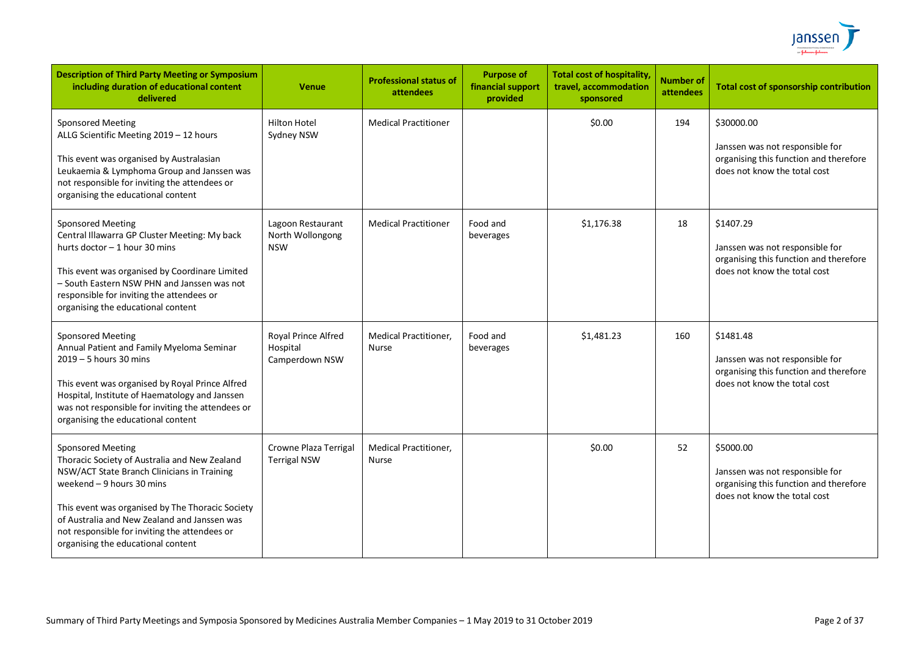| Description of Third Party Meeting or Symposium including duration of educational content delivered | Venue | Professional status of attendees | Purpose of financial support provided | Total cost of hospitality, travel, accommodation sponsored | Number of attendees | Total cost of sponsorship contribution |
|---|---|---|---|---|---|---|
| Sponsored Meeting<br>ALLG Scientific Meeting 2019 – 12 hours<br><br>This event was organised by Australasian Leukaemia & Lymphoma Group and Janssen was not responsible for inviting the attendees or organising the educational content | Hilton Hotel<br>Sydney NSW | Medical Practitioner | | $0.00 | 194 | $30000.00<br><br>Janssen was not responsible for organising this function and therefore does not know the total cost |
| Sponsored Meeting<br>Central Illawarra GP Cluster Meeting: My back hurts doctor – 1 hour 30 mins<br><br>This event was organised by Coordinare Limited – South Eastern NSW PHN and Janssen was not responsible for inviting the attendees or organising the educational content | Lagoon Restaurant<br>North Wollongong NSW | Medical Practitioner | Food and beverages | $1,176.38 | 18 | $1407.29<br><br>Janssen was not responsible for organising this function and therefore does not know the total cost |
| Sponsored Meeting<br>Annual Patient and Family Myeloma Seminar 2019 – 5 hours 30 mins<br><br>This event was organised by Royal Prince Alfred Hospital, Institute of Haematology and Janssen was not responsible for inviting the attendees or organising the educational content | Royal Prince Alfred Hospital<br>Camperdown NSW | Medical Practitioner, Nurse | Food and beverages | $1,481.23 | 160 | $1481.48<br><br>Janssen was not responsible for organising this function and therefore does not know the total cost |
| Sponsored Meeting<br>Thoracic Society of Australia and New Zealand NSW/ACT State Branch Clinicians in Training weekend – 9 hours 30 mins<br><br>This event was organised by The Thoracic Society of Australia and New Zealand and Janssen was not responsible for inviting the attendees or organising the educational content | Crowne Plaza Terrigal<br>Terrigal NSW | Medical Practitioner, Nurse | | $0.00 | 52 | $5000.00<br><br>Janssen was not responsible for organising this function and therefore does not know the total cost |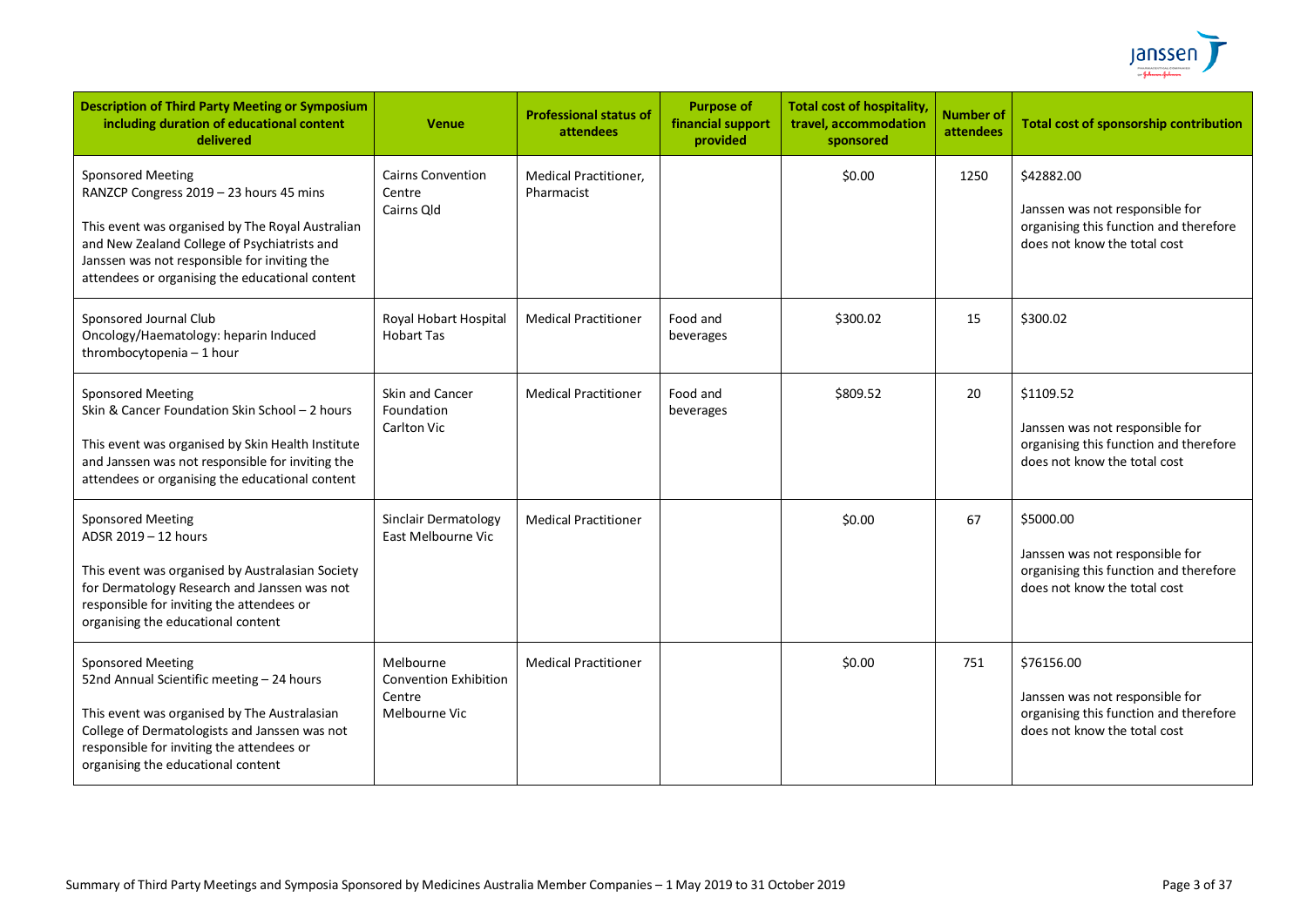| Description of Third Party Meeting or Symposium including duration of educational content delivered | Venue | Professional status of attendees | Purpose of financial support provided | Total cost of hospitality, travel, accommodation sponsored | Number of attendees | Total cost of sponsorship contribution |
|---|---|---|---|---|---|---|
| Sponsored Meeting<br>RANZCP Congress 2019 – 23 hours 45 mins<br><br>This event was organised by The Royal Australian and New Zealand College of Psychiatrists and Janssen was not responsible for inviting the attendees or organising the educational content | Cairns Convention Centre<br>Cairns Qld | Medical Practitioner, Pharmacist | | $0.00 | 1250 | $42882.00<br><br>Janssen was not responsible for organising this function and therefore does not know the total cost |
| Sponsored Journal Club<br>Oncology/Haematology: heparin Induced thrombocytopenia – 1 hour | Royal Hobart Hospital<br>Hobart Tas | Medical Practitioner | Food and beverages | $300.02 | 15 | $300.02 |
| Sponsored Meeting<br>Skin & Cancer Foundation Skin School – 2 hours<br><br>This event was organised by Skin Health Institute and Janssen was not responsible for inviting the attendees or organising the educational content | Skin and Cancer Foundation<br>Carlton Vic | Medical Practitioner | Food and beverages | $809.52 | 20 | $1109.52<br><br>Janssen was not responsible for organising this function and therefore does not know the total cost |
| Sponsored Meeting<br>ADSR 2019 – 12 hours<br><br>This event was organised by Australasian Society for Dermatology Research and Janssen was not responsible for inviting the attendees or organising the educational content | Sinclair Dermatology<br>East Melbourne Vic | Medical Practitioner | | $0.00 | 67 | $5000.00<br><br>Janssen was not responsible for organising this function and therefore does not know the total cost |
| Sponsored Meeting<br>52nd Annual Scientific meeting – 24 hours<br><br>This event was organised by The Australasian College of Dermatologists and Janssen was not responsible for inviting the attendees or organising the educational content | Melbourne Convention Exhibition Centre<br>Melbourne Vic | Medical Practitioner | | $0.00 | 751 | $76156.00<br><br>Janssen was not responsible for organising this function and therefore does not know the total cost |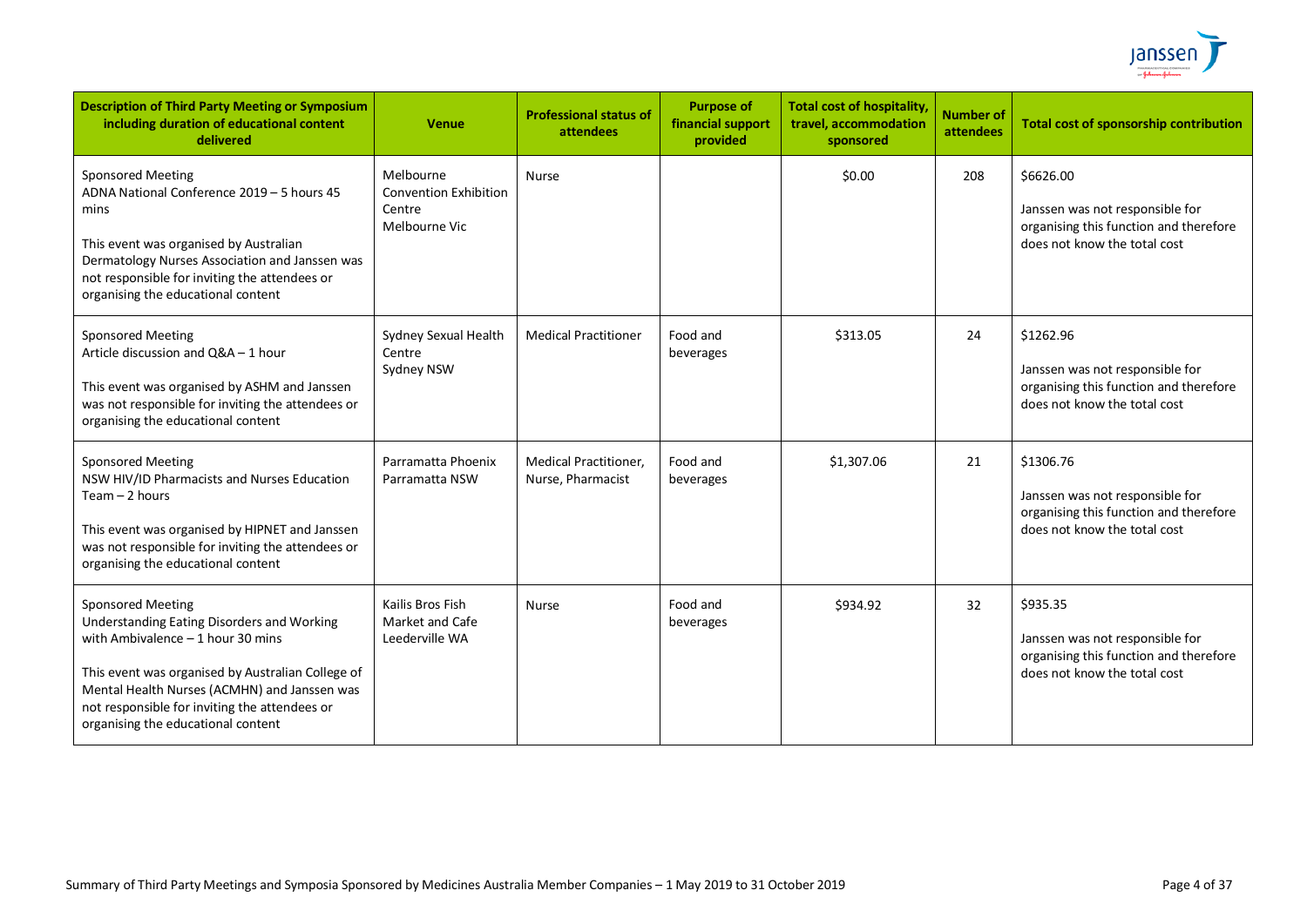| Description of Third Party Meeting or Symposium including duration of educational content delivered | Venue | Professional status of attendees | Purpose of financial support provided | Total cost of hospitality, travel, accommodation sponsored | Number of attendees | Total cost of sponsorship contribution |
|---|---|---|---|---|---|---|
| Sponsored Meeting<br>ADNA National Conference 2019 – 5 hours 45 mins<br><br>This event was organised by Australian Dermatology Nurses Association and Janssen was not responsible for inviting the attendees or organising the educational content | Melbourne Convention Exhibition Centre<br>Melbourne Vic | Nurse | | $0.00 | 208 | $6626.00<br><br>Janssen was not responsible for organising this function and therefore does not know the total cost |
| Sponsored Meeting<br>Article discussion and Q&A – 1 hour<br><br>This event was organised by ASHM and Janssen was not responsible for inviting the attendees or organising the educational content | Sydney Sexual Health Centre<br>Sydney NSW | Medical Practitioner | Food and beverages | $313.05 | 24 | $1262.96<br><br>Janssen was not responsible for organising this function and therefore does not know the total cost |
| Sponsored Meeting<br>NSW HIV/ID Pharmacists and Nurses Education Team – 2 hours<br><br>This event was organised by HIPNET and Janssen was not responsible for inviting the attendees or organising the educational content | Parramatta Phoenix<br>Parramatta NSW | Medical Practitioner, Nurse, Pharmacist | Food and beverages | $1,307.06 | 21 | $1306.76<br><br>Janssen was not responsible for organising this function and therefore does not know the total cost |
| Sponsored Meeting<br>Understanding Eating Disorders and Working with Ambivalence – 1 hour 30 mins<br><br>This event was organised by Australian College of Mental Health Nurses (ACMHN) and Janssen was not responsible for inviting the attendees or organising the educational content | Kailis Bros Fish Market and Cafe<br>Leederville WA | Nurse | Food and beverages | $934.92 | 32 | $935.35<br><br>Janssen was not responsible for organising this function and therefore does not know the total cost |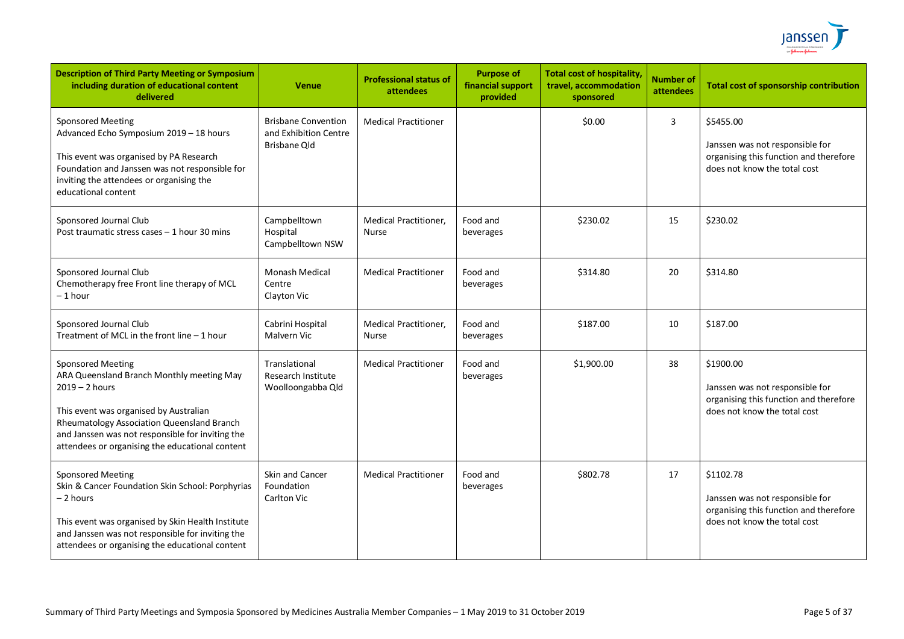| Description of Third Party Meeting or Symposium including duration of educational content delivered | Venue | Professional status of attendees | Purpose of financial support provided | Total cost of hospitality, travel, accommodation sponsored | Number of attendees | Total cost of sponsorship contribution |
|---|---|---|---|---|---|---|
| Sponsored Meeting<br>Advanced Echo Symposium 2019 – 18 hours<br><br>This event was organised by PA Research Foundation and Janssen was not responsible for inviting the attendees or organising the educational content | Brisbane Convention and Exhibition Centre Brisbane Qld | Medical Practitioner | | $0.00 | 3 | $5455.00<br><br>Janssen was not responsible for organising this function and therefore does not know the total cost |
| Sponsored Journal Club<br>Post traumatic stress cases – 1 hour 30 mins | Campbelltown Hospital Campbelltown NSW | Medical Practitioner, Nurse | Food and beverages | $230.02 | 15 | $230.02 |
| Sponsored Journal Club<br>Chemotherapy free Front line therapy of MCL – 1 hour | Monash Medical Centre Clayton Vic | Medical Practitioner | Food and beverages | $314.80 | 20 | $314.80 |
| Sponsored Journal Club<br>Treatment of MCL in the front line – 1 hour | Cabrini Hospital Malvern Vic | Medical Practitioner, Nurse | Food and beverages | $187.00 | 10 | $187.00 |
| Sponsored Meeting<br>ARA Queensland Branch Monthly meeting May 2019 – 2 hours<br><br>This event was organised by Australian Rheumatology Association Queensland Branch and Janssen was not responsible for inviting the attendees or organising the educational content | Translational Research Institute Woolloongabba Qld | Medical Practitioner | Food and beverages | $1,900.00 | 38 | $1900.00<br><br>Janssen was not responsible for organising this function and therefore does not know the total cost |
| Sponsored Meeting<br>Skin & Cancer Foundation Skin School: Porphyrias – 2 hours<br><br>This event was organised by Skin Health Institute and Janssen was not responsible for inviting the attendees or organising the educational content | Skin and Cancer Foundation Carlton Vic | Medical Practitioner | Food and beverages | $802.78 | 17 | $1102.78<br><br>Janssen was not responsible for organising this function and therefore does not know the total cost |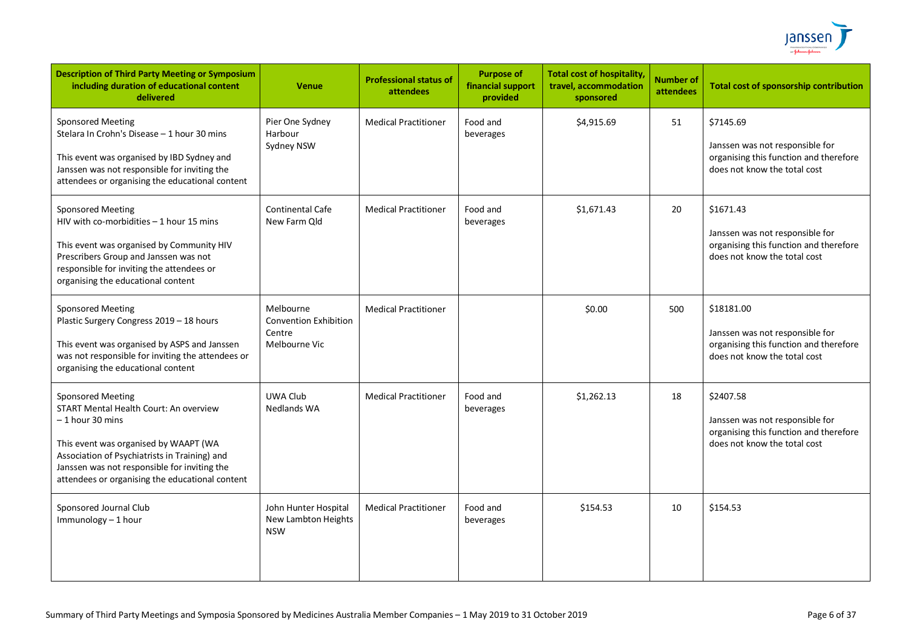| Description of Third Party Meeting or Symposium including duration of educational content delivered | Venue | Professional status of attendees | Purpose of financial support provided | Total cost of hospitality, travel, accommodation sponsored | Number of attendees | Total cost of sponsorship contribution |
|---|---|---|---|---|---|---|
| Sponsored Meeting<br>Stelara In Crohn's Disease – 1 hour 30 mins<br><br>This event was organised by IBD Sydney and Janssen was not responsible for inviting the attendees or organising the educational content | Pier One Sydney Harbour<br>Sydney NSW | Medical Practitioner | Food and beverages | $4,915.69 | 51 | $7145.69<br><br>Janssen was not responsible for organising this function and therefore does not know the total cost |
| Sponsored Meeting<br>HIV with co-morbidities – 1 hour 15 mins<br><br>This event was organised by Community HIV Prescribers Group and Janssen was not responsible for inviting the attendees or organising the educational content | Continental Cafe<br>New Farm Qld | Medical Practitioner | Food and beverages | $1,671.43 | 20 | $1671.43<br><br>Janssen was not responsible for organising this function and therefore does not know the total cost |
| Sponsored Meeting<br>Plastic Surgery Congress 2019 – 18 hours<br><br>This event was organised by ASPS and Janssen was not responsible for inviting the attendees or organising the educational content | Melbourne Convention Exhibition Centre<br>Melbourne Vic | Medical Practitioner | | $0.00 | 500 | $18181.00<br><br>Janssen was not responsible for organising this function and therefore does not know the total cost |
| Sponsored Meeting<br>START Mental Health Court: An overview – 1 hour 30 mins<br><br>This event was organised by WAAPT (WA Association of Psychiatrists in Training) and Janssen was not responsible for inviting the attendees or organising the educational content | UWA Club<br>Nedlands WA | Medical Practitioner | Food and beverages | $1,262.13 | 18 | $2407.58<br><br>Janssen was not responsible for organising this function and therefore does not know the total cost |
| Sponsored Journal Club<br>Immunology – 1 hour | John Hunter Hospital<br>New Lambton Heights NSW | Medical Practitioner | Food and beverages | $154.53 | 10 | $154.53 |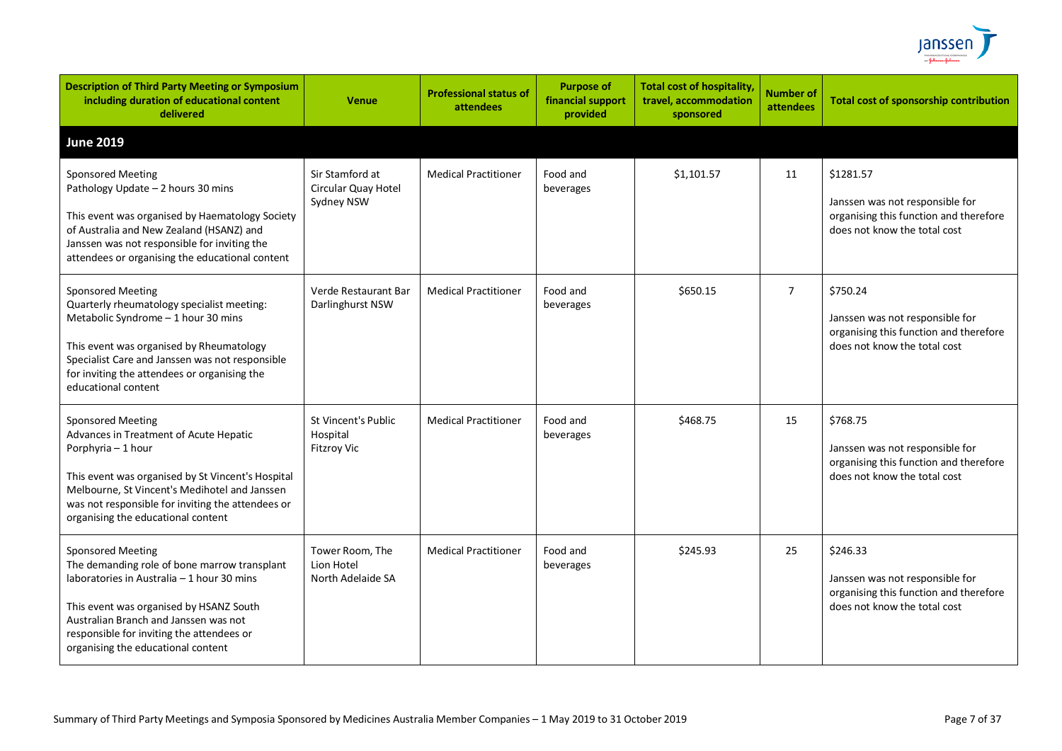| Description of Third Party Meeting or Symposium including duration of educational content delivered | Venue | Professional status of attendees | Purpose of financial support provided | Total cost of hospitality, travel, accommodation sponsored | Number of attendees | Total cost of sponsorship contribution |
|---|---|---|---|---|---|---|
| **June 2019** | | | | | | |
| Sponsored Meeting<br>Pathology Update – 2 hours 30 mins<br><br>This event was organised by Haematology Society of Australia and New Zealand (HSANZ) and Janssen was not responsible for inviting the attendees or organising the educational content | Sir Stamford at Circular Quay Hotel Sydney NSW | Medical Practitioner | Food and beverages | $1,101.57 | 11 | $1281.57<br><br>Janssen was not responsible for organising this function and therefore does not know the total cost |
| Sponsored Meeting<br>Quarterly rheumatology specialist meeting: Metabolic Syndrome – 1 hour 30 mins<br><br>This event was organised by Rheumatology Specialist Care and Janssen was not responsible for inviting the attendees or organising the educational content | Verde Restaurant Bar Darlinghurst NSW | Medical Practitioner | Food and beverages | $650.15 | 7 | $750.24<br><br>Janssen was not responsible for organising this function and therefore does not know the total cost |
| Sponsored Meeting<br>Advances in Treatment of Acute Hepatic Porphyria – 1 hour<br><br>This event was organised by St Vincent's Hospital Melbourne, St Vincent's Medihotel and Janssen was not responsible for inviting the attendees or organising the educational content | St Vincent's Public Hospital Fitzroy Vic | Medical Practitioner | Food and beverages | $468.75 | 15 | $768.75<br><br>Janssen was not responsible for organising this function and therefore does not know the total cost |
| Sponsored Meeting<br>The demanding role of bone marrow transplant laboratories in Australia – 1 hour 30 mins<br><br>This event was organised by HSANZ South Australian Branch and Janssen was not responsible for inviting the attendees or organising the educational content | Tower Room, The Lion Hotel North Adelaide SA | Medical Practitioner | Food and beverages | $245.93 | 25 | $246.33<br><br>Janssen was not responsible for organising this function and therefore does not know the total cost |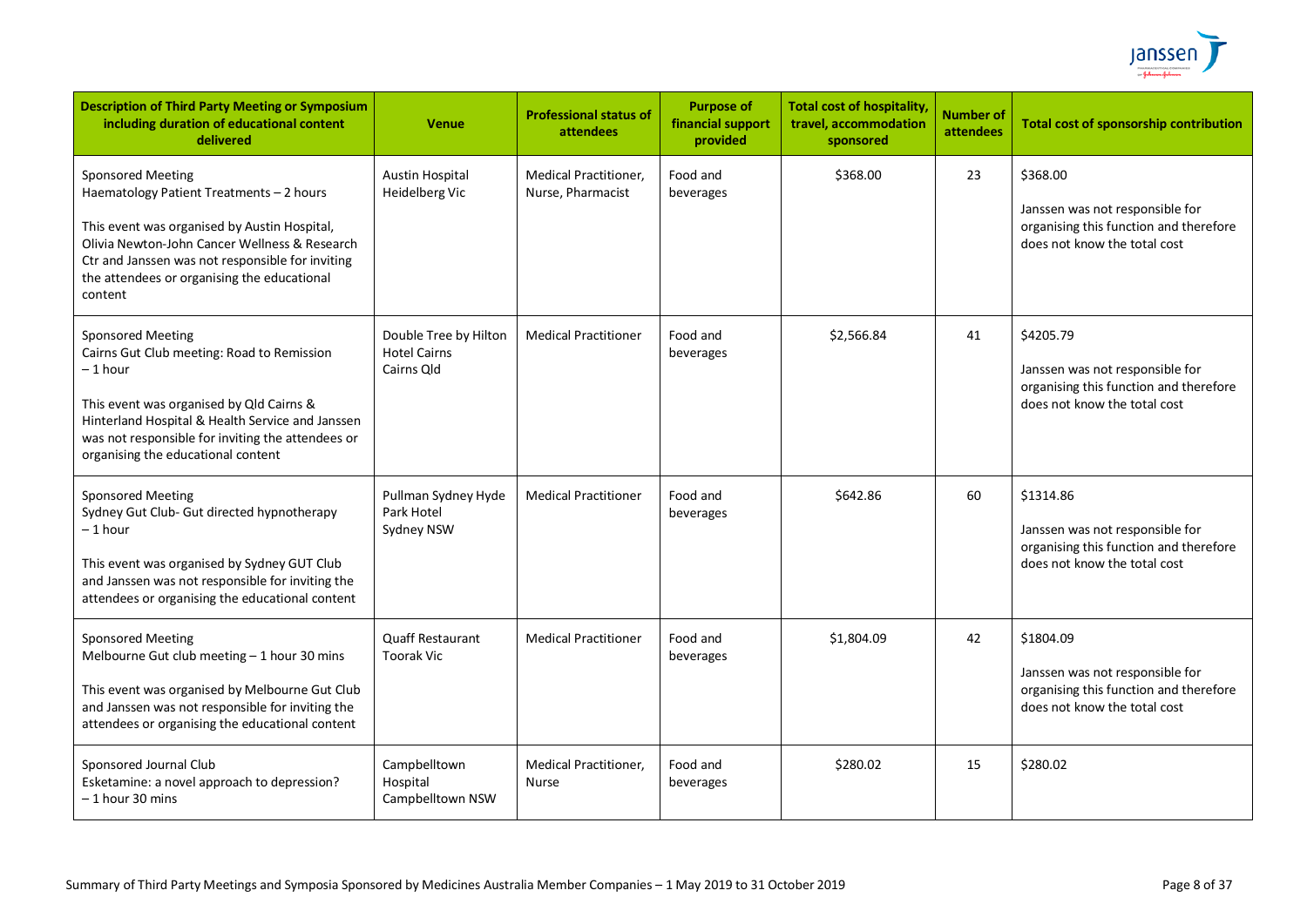| Description of Third Party Meeting or Symposium including duration of educational content delivered | Venue | Professional status of attendees | Purpose of financial support provided | Total cost of hospitality, travel, accommodation sponsored | Number of attendees | Total cost of sponsorship contribution |
|---|---|---|---|---|---|---|
| Sponsored Meeting<br>Haematology Patient Treatments – 2 hours<br><br>This event was organised by Austin Hospital, Olivia Newton-John Cancer Wellness & Research Ctr and Janssen was not responsible for inviting the attendees or organising the educational content | Austin Hospital<br>Heidelberg Vic | Medical Practitioner, Nurse, Pharmacist | Food and beverages | $368.00 | 23 | $368.00<br><br>Janssen was not responsible for organising this function and therefore does not know the total cost |
| Sponsored Meeting<br>Cairns Gut Club meeting: Road to Remission – 1 hour<br><br>This event was organised by Qld Cairns & Hinterland Hospital & Health Service and Janssen was not responsible for inviting the attendees or organising the educational content | Double Tree by Hilton Hotel Cairns<br>Cairns Qld | Medical Practitioner | Food and beverages | $2,566.84 | 41 | $4205.79<br><br>Janssen was not responsible for organising this function and therefore does not know the total cost |
| Sponsored Meeting<br>Sydney Gut Club- Gut directed hypnotherapy – 1 hour<br><br>This event was organised by Sydney GUT Club and Janssen was not responsible for inviting the attendees or organising the educational content | Pullman Sydney Hyde Park Hotel<br>Sydney NSW | Medical Practitioner | Food and beverages | $642.86 | 60 | $1314.86<br><br>Janssen was not responsible for organising this function and therefore does not know the total cost |
| Sponsored Meeting<br>Melbourne Gut club meeting – 1 hour 30 mins<br><br>This event was organised by Melbourne Gut Club and Janssen was not responsible for inviting the attendees or organising the educational content | Quaff Restaurant<br>Toorak Vic | Medical Practitioner | Food and beverages | $1,804.09 | 42 | $1804.09<br><br>Janssen was not responsible for organising this function and therefore does not know the total cost |
| Sponsored Journal Club<br>Esketamine: a novel approach to depression? – 1 hour 30 mins | Campbelltown Hospital<br>Campbelltown NSW | Medical Practitioner, Nurse | Food and beverages | $280.02 | 15 | $280.02 |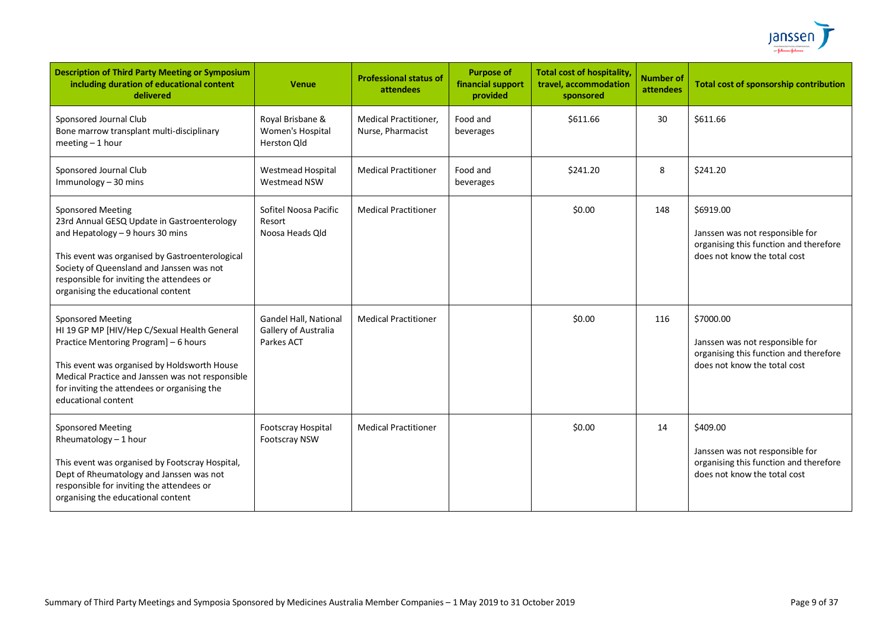| Description of Third Party Meeting or Symposium including duration of educational content delivered | Venue | Professional status of attendees | Purpose of financial support provided | Total cost of hospitality, travel, accommodation sponsored | Number of attendees | Total cost of sponsorship contribution |
|---|---|---|---|---|---|---|
| Sponsored Journal Club<br>Bone marrow transplant multi-disciplinary meeting – 1 hour | Royal Brisbane & Women's Hospital Herston Qld | Medical Practitioner, Nurse, Pharmacist | Food and beverages | $611.66 | 30 | $611.66 |
| Sponsored Journal Club<br>Immunology – 30 mins | Westmead Hospital Westmead NSW | Medical Practitioner | Food and beverages | $241.20 | 8 | $241.20 |
| Sponsored Meeting<br>23rd Annual GESQ Update in Gastroenterology and Hepatology – 9 hours 30 mins<br><br>This event was organised by Gastroenterological Society of Queensland and Janssen was not responsible for inviting the attendees or organising the educational content | Sofitel Noosa Pacific Resort Noosa Heads Qld | Medical Practitioner | | $0.00 | 148 | $6919.00<br><br>Janssen was not responsible for organising this function and therefore does not know the total cost |
| Sponsored Meeting<br>HI 19 GP MP [HIV/Hep C/Sexual Health General Practice Mentoring Program] – 6 hours<br><br>This event was organised by Holdsworth House Medical Practice and Janssen was not responsible for inviting the attendees or organising the educational content | Gandel Hall, National Gallery of Australia Parkes ACT | Medical Practitioner | | $0.00 | 116 | $7000.00<br><br>Janssen was not responsible for organising this function and therefore does not know the total cost |
| Sponsored Meeting<br>Rheumatology – 1 hour<br><br>This event was organised by Footscray Hospital, Dept of Rheumatology and Janssen was not responsible for inviting the attendees or organising the educational content | Footscray Hospital Footscray NSW | Medical Practitioner | | $0.00 | 14 | $409.00<br><br>Janssen was not responsible for organising this function and therefore does not know the total cost |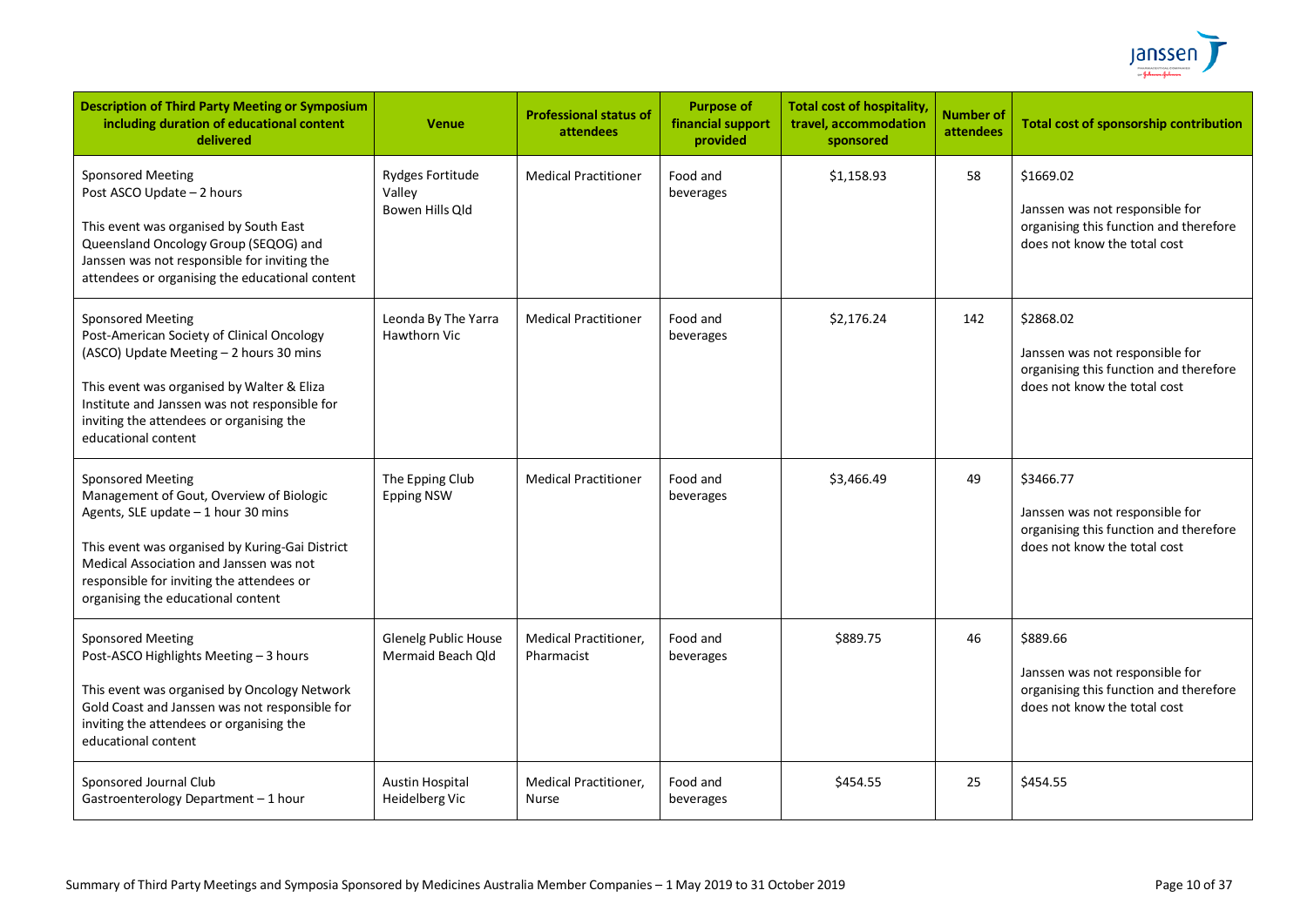| Description of Third Party Meeting or Symposium including duration of educational content delivered | Venue | Professional status of attendees | Purpose of financial support provided | Total cost of hospitality, travel, accommodation sponsored | Number of attendees | Total cost of sponsorship contribution |
|---|---|---|---|---|---|---|
| Sponsored Meeting<br>Post ASCO Update – 2 hours<br><br>This event was organised by South East Queensland Oncology Group (SEQOG) and Janssen was not responsible for inviting the attendees or organising the educational content | Rydges Fortitude Valley<br>Bowen Hills Qld | Medical Practitioner | Food and beverages | $1,158.93 | 58 | $1669.02<br><br>Janssen was not responsible for organising this function and therefore does not know the total cost |
| Sponsored Meeting<br>Post-American Society of Clinical Oncology (ASCO) Update Meeting – 2 hours 30 mins<br><br>This event was organised by Walter & Eliza Institute and Janssen was not responsible for inviting the attendees or organising the educational content | Leonda By The Yarra<br>Hawthorn Vic | Medical Practitioner | Food and beverages | $2,176.24 | 142 | $2868.02<br><br>Janssen was not responsible for organising this function and therefore does not know the total cost |
| Sponsored Meeting<br>Management of Gout, Overview of Biologic Agents, SLE update – 1 hour 30 mins<br><br>This event was organised by Kuring-Gai District Medical Association and Janssen was not responsible for inviting the attendees or organising the educational content | The Epping Club<br>Epping NSW | Medical Practitioner | Food and beverages | $3,466.49 | 49 | $3466.77<br><br>Janssen was not responsible for organising this function and therefore does not know the total cost |
| Sponsored Meeting<br>Post-ASCO Highlights Meeting – 3 hours<br><br>This event was organised by Oncology Network Gold Coast and Janssen was not responsible for inviting the attendees or organising the educational content | Glenelg Public House<br>Mermaid Beach Qld | Medical Practitioner, Pharmacist | Food and beverages | $889.75 | 46 | $889.66<br><br>Janssen was not responsible for organising this function and therefore does not know the total cost |
| Sponsored Journal Club<br>Gastroenterology Department – 1 hour | Austin Hospital<br>Heidelberg Vic | Medical Practitioner, Nurse | Food and beverages | $454.55 | 25 | $454.55 |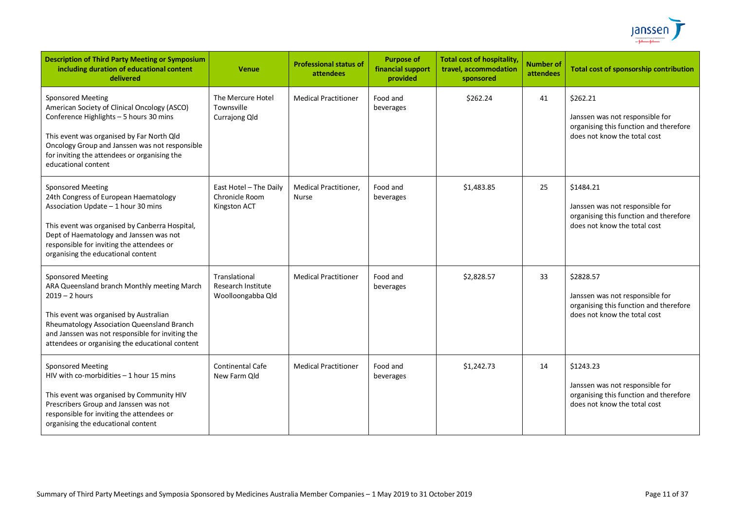| Description of Third Party Meeting or Symposium including duration of educational content delivered | Venue | Professional status of attendees | Purpose of financial support provided | Total cost of hospitality, travel, accommodation sponsored | Number of attendees | Total cost of sponsorship contribution |
|---|---|---|---|---|---|---|
| Sponsored Meeting<br>American Society of Clinical Oncology (ASCO) Conference Highlights – 5 hours 30 mins<br><br>This event was organised by Far North Qld Oncology Group and Janssen was not responsible for inviting the attendees or organising the educational content | The Mercure Hotel Townsville Currajong Qld | Medical Practitioner | Food and beverages | $262.24 | 41 | $262.21<br><br>Janssen was not responsible for organising this function and therefore does not know the total cost |
| Sponsored Meeting<br>24th Congress of European Haematology Association Update – 1 hour 30 mins<br><br>This event was organised by Canberra Hospital, Dept of Haematology and Janssen was not responsible for inviting the attendees or organising the educational content | East Hotel – The Daily Chronicle Room Kingston ACT | Medical Practitioner, Nurse | Food and beverages | $1,483.85 | 25 | $1484.21<br><br>Janssen was not responsible for organising this function and therefore does not know the total cost |
| Sponsored Meeting<br>ARA Queensland branch Monthly meeting March 2019 – 2 hours<br><br>This event was organised by Australian Rheumatology Association Queensland Branch and Janssen was not responsible for inviting the attendees or organising the educational content | Translational Research Institute Woolloongabba Qld | Medical Practitioner | Food and beverages | $2,828.57 | 33 | $2828.57<br><br>Janssen was not responsible for organising this function and therefore does not know the total cost |
| Sponsored Meeting<br>HIV with co-morbidities – 1 hour 15 mins<br><br>This event was organised by Community HIV Prescribers Group and Janssen was not responsible for inviting the attendees or organising the educational content | Continental Cafe New Farm Qld | Medical Practitioner | Food and beverages | $1,242.73 | 14 | $1243.23<br><br>Janssen was not responsible for organising this function and therefore does not know the total cost |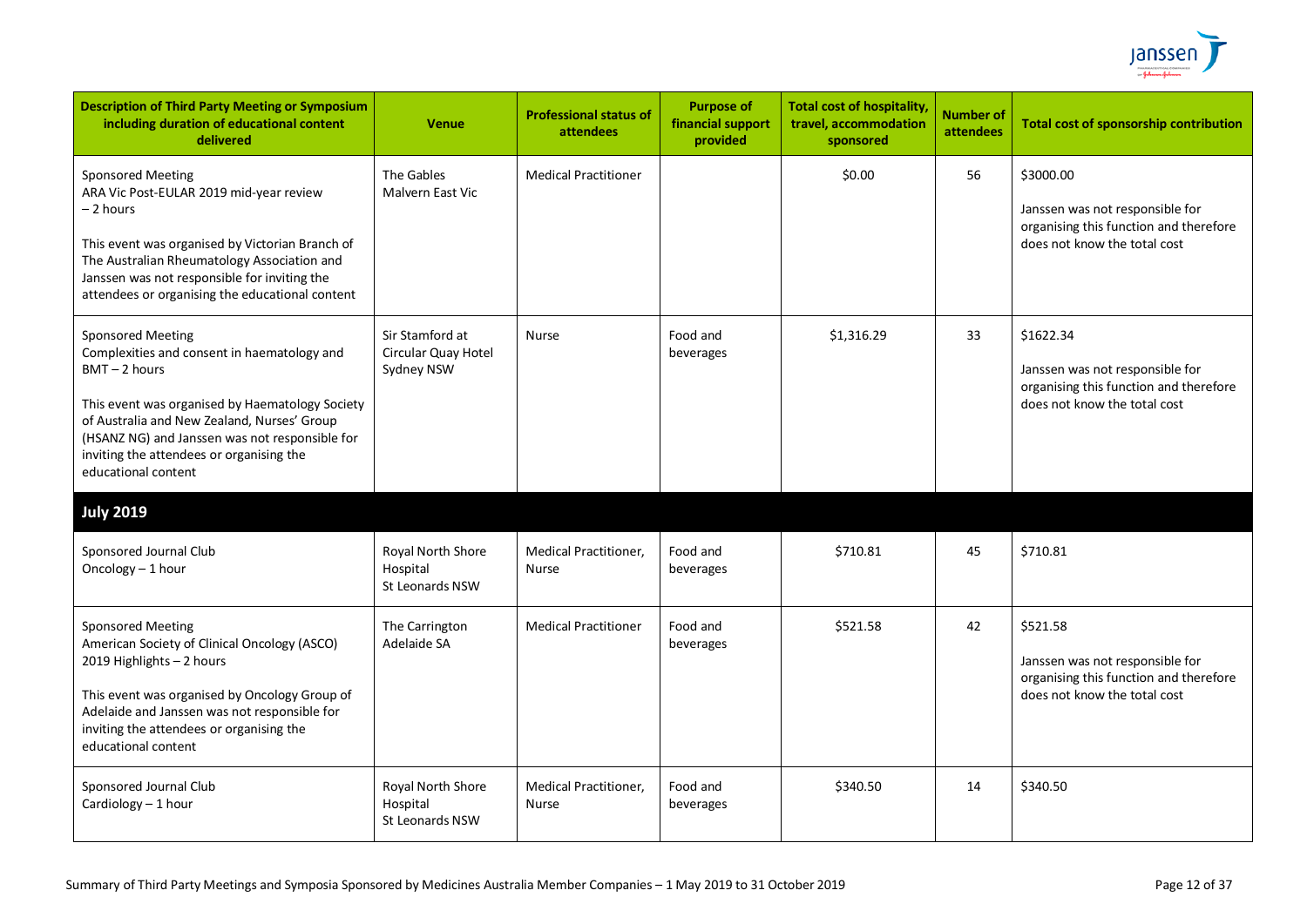| Description of Third Party Meeting or Symposium including duration of educational content delivered | Venue | Professional status of attendees | Purpose of financial support provided | Total cost of hospitality, travel, accommodation sponsored | Number of attendees | Total cost of sponsorship contribution |
|---|---|---|---|---|---|---|
| Sponsored Meeting<br>ARA Vic Post-EULAR 2019 mid-year review – 2 hours<br><br>This event was organised by Victorian Branch of The Australian Rheumatology Association and Janssen was not responsible for inviting the attendees or organising the educational content | The Gables<br>Malvern East Vic | Medical Practitioner | | $0.00 | 56 | $3000.00<br><br>Janssen was not responsible for organising this function and therefore does not know the total cost |
| Sponsored Meeting<br>Complexities and consent in haematology and BMT – 2 hours<br><br>This event was organised by Haematology Society of Australia and New Zealand, Nurses' Group (HSANZ NG) and Janssen was not responsible for inviting the attendees or organising the educational content | Sir Stamford at Circular Quay Hotel<br>Sydney NSW | Nurse | Food and beverages | $1,316.29 | 33 | $1622.34<br><br>Janssen was not responsible for organising this function and therefore does not know the total cost |
| **July 2019** | | | | | | |
| Sponsored Journal Club<br>Oncology – 1 hour | Royal North Shore Hospital<br>St Leonards NSW | Medical Practitioner, Nurse | Food and beverages | $710.81 | 45 | $710.81 |
| Sponsored Meeting<br>American Society of Clinical Oncology (ASCO) 2019 Highlights – 2 hours<br><br>This event was organised by Oncology Group of Adelaide and Janssen was not responsible for inviting the attendees or organising the educational content | The Carrington<br>Adelaide SA | Medical Practitioner | Food and beverages | $521.58 | 42 | $521.58<br><br>Janssen was not responsible for organising this function and therefore does not know the total cost |
| Sponsored Journal Club<br>Cardiology – 1 hour | Royal North Shore Hospital<br>St Leonards NSW | Medical Practitioner, Nurse | Food and beverages | $340.50 | 14 | $340.50 |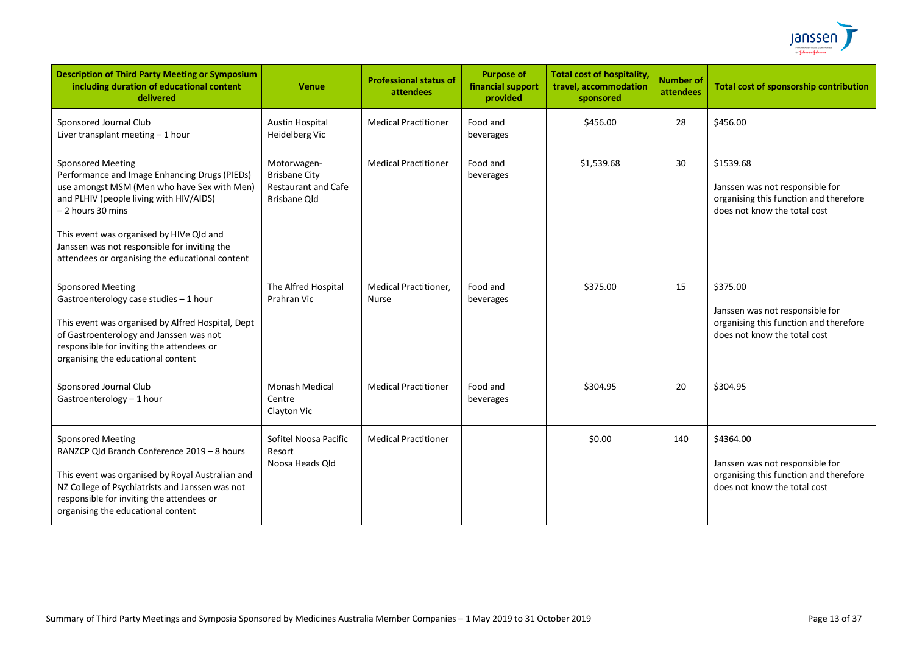| Description of Third Party Meeting or Symposium including duration of educational content delivered | Venue | Professional status of attendees | Purpose of financial support provided | Total cost of hospitality, travel, accommodation sponsored | Number of attendees | Total cost of sponsorship contribution |
|---|---|---|---|---|---|---|
| Sponsored Journal Club<br>Liver transplant meeting – 1 hour | Austin Hospital<br>Heidelberg Vic | Medical Practitioner | Food and beverages | \$456.00 | 28 | \$456.00 |
| Sponsored Meeting<br>Performance and Image Enhancing Drugs (PIEDs) use amongst MSM (Men who have Sex with Men) and PLHIV (people living with HIV/AIDS) – 2 hours 30 mins<br><br>This event was organised by HIVe Qld and Janssen was not responsible for inviting the attendees or organising the educational content | Motorwagen-Brisbane City Restaurant and Cafe<br>Brisbane Qld | Medical Practitioner | Food and beverages | \$1,539.68 | 30 | \$1539.68<br><br>Janssen was not responsible for organising this function and therefore does not know the total cost |
| Sponsored Meeting<br>Gastroenterology case studies – 1 hour<br><br>This event was organised by Alfred Hospital, Dept of Gastroenterology and Janssen was not responsible for inviting the attendees or organising the educational content | The Alfred Hospital<br>Prahran Vic | Medical Practitioner, Nurse | Food and beverages | \$375.00 | 15 | \$375.00<br><br>Janssen was not responsible for organising this function and therefore does not know the total cost |
| Sponsored Journal Club<br>Gastroenterology – 1 hour | Monash Medical Centre<br>Clayton Vic | Medical Practitioner | Food and beverages | \$304.95 | 20 | \$304.95 |
| Sponsored Meeting<br>RANZCP Qld Branch Conference 2019 – 8 hours<br><br>This event was organised by Royal Australian and NZ College of Psychiatrists and Janssen was not responsible for inviting the attendees or organising the educational content | Sofitel Noosa Pacific Resort<br>Noosa Heads Qld | Medical Practitioner | | \$0.00 | 140 | \$4364.00<br><br>Janssen was not responsible for organising this function and therefore does not know the total cost |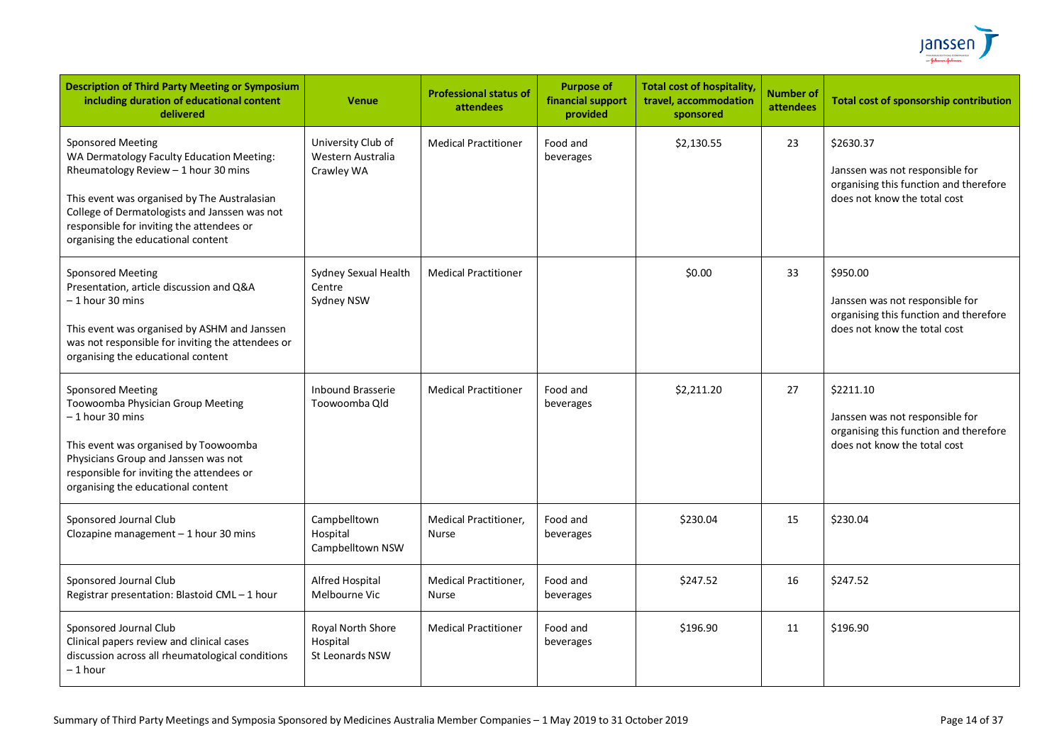| Description of Third Party Meeting or Symposium including duration of educational content delivered | Venue | Professional status of attendees | Purpose of financial support provided | Total cost of hospitality, travel, accommodation sponsored | Number of attendees | Total cost of sponsorship contribution |
|---|---|---|---|---|---|---|
| Sponsored Meeting<br>WA Dermatology Faculty Education Meeting: Rheumatology Review – 1 hour 30 mins<br><br>This event was organised by The Australasian College of Dermatologists and Janssen was not responsible for inviting the attendees or organising the educational content | University Club of Western Australia Crawley WA | Medical Practitioner | Food and beverages | $2,130.55 | 23 | $2630.37<br><br>Janssen was not responsible for organising this function and therefore does not know the total cost |
| Sponsored Meeting<br>Presentation, article discussion and Q&A – 1 hour 30 mins<br><br>This event was organised by ASHM and Janssen was not responsible for inviting the attendees or organising the educational content | Sydney Sexual Health Centre Sydney NSW | Medical Practitioner | | $0.00 | 33 | $950.00<br><br>Janssen was not responsible for organising this function and therefore does not know the total cost |
| Sponsored Meeting<br>Toowoomba Physician Group Meeting – 1 hour 30 mins<br><br>This event was organised by Toowoomba Physicians Group and Janssen was not responsible for inviting the attendees or organising the educational content | Inbound Brasserie Toowoomba Qld | Medical Practitioner | Food and beverages | $2,211.20 | 27 | $2211.10<br><br>Janssen was not responsible for organising this function and therefore does not know the total cost |
| Sponsored Journal Club<br>Clozapine management – 1 hour 30 mins | Campbelltown Hospital Campbelltown NSW | Medical Practitioner, Nurse | Food and beverages | $230.04 | 15 | $230.04 |
| Sponsored Journal Club<br>Registrar presentation: Blastoid CML – 1 hour | Alfred Hospital Melbourne Vic | Medical Practitioner, Nurse | Food and beverages | $247.52 | 16 | $247.52 |
| Sponsored Journal Club<br>Clinical papers review and clinical cases discussion across all rheumatological conditions – 1 hour | Royal North Shore Hospital St Leonards NSW | Medical Practitioner | Food and beverages | $196.90 | 11 | $196.90 |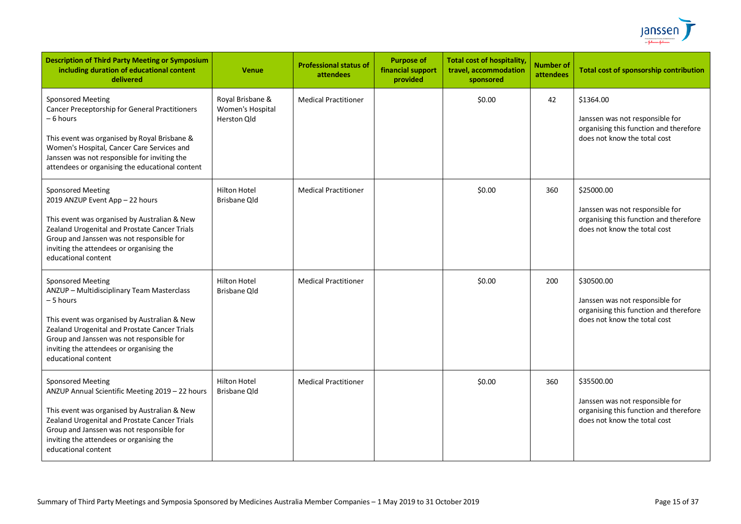| Description of Third Party Meeting or Symposium including duration of educational content delivered | Venue | Professional status of attendees | Purpose of financial support provided | Total cost of hospitality, travel, accommodation sponsored | Number of attendees | Total cost of sponsorship contribution |
|---|---|---|---|---|---|---|
| Sponsored Meeting<br>Cancer Preceptorship for General Practitioners – 6 hours<br><br>This event was organised by Royal Brisbane & Women's Hospital, Cancer Care Services and Janssen was not responsible for inviting the attendees or organising the educational content | Royal Brisbane & Women's Hospital Herston Qld | Medical Practitioner | | $0.00 | 42 | $1364.00<br><br>Janssen was not responsible for organising this function and therefore does not know the total cost |
| Sponsored Meeting<br>2019 ANZUP Event App – 22 hours<br><br>This event was organised by Australian & New Zealand Urogenital and Prostate Cancer Trials Group and Janssen was not responsible for inviting the attendees or organising the educational content | Hilton Hotel Brisbane Qld | Medical Practitioner | | $0.00 | 360 | $25000.00<br><br>Janssen was not responsible for organising this function and therefore does not know the total cost |
| Sponsored Meeting<br>ANZUP – Multidisciplinary Team Masterclass – 5 hours<br><br>This event was organised by Australian & New Zealand Urogenital and Prostate Cancer Trials Group and Janssen was not responsible for inviting the attendees or organising the educational content | Hilton Hotel Brisbane Qld | Medical Practitioner | | $0.00 | 200 | $30500.00<br><br>Janssen was not responsible for organising this function and therefore does not know the total cost |
| Sponsored Meeting<br>ANZUP Annual Scientific Meeting 2019 – 22 hours<br><br>This event was organised by Australian & New Zealand Urogenital and Prostate Cancer Trials Group and Janssen was not responsible for inviting the attendees or organising the educational content | Hilton Hotel Brisbane Qld | Medical Practitioner | | $0.00 | 360 | $35500.00<br><br>Janssen was not responsible for organising this function and therefore does not know the total cost |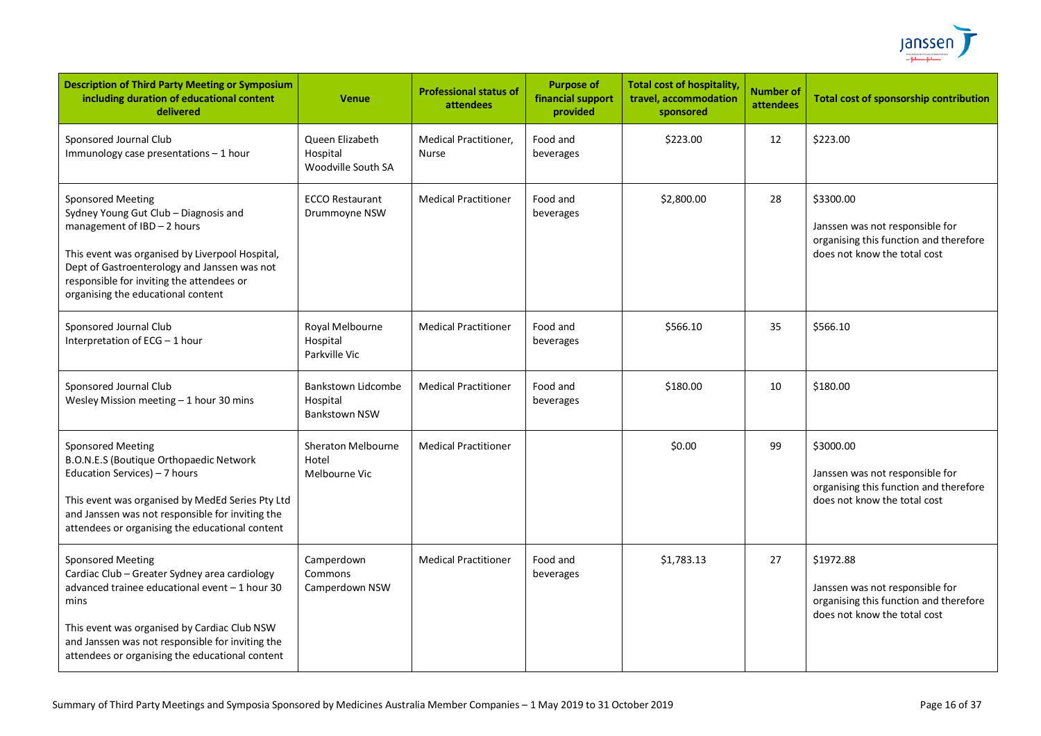| Description of Third Party Meeting or Symposium including duration of educational content delivered | Venue | Professional status of attendees | Purpose of financial support provided | Total cost of hospitality, travel, accommodation sponsored | Number of attendees | Total cost of sponsorship contribution |
|---|---|---|---|---|---|---|
| Sponsored Journal Club<br>Immunology case presentations – 1 hour | Queen Elizabeth Hospital<br>Woodville South SA | Medical Practitioner, Nurse | Food and beverages | \$223.00 | 12 | \$223.00 |
| Sponsored Meeting<br>Sydney Young Gut Club – Diagnosis and management of IBD – 2 hours<br><br>This event was organised by Liverpool Hospital, Dept of Gastroenterology and Janssen was not responsible for inviting the attendees or organising the educational content | ECCO Restaurant<br>Drummoyne NSW | Medical Practitioner | Food and beverages | \$2,800.00 | 28 | \$3300.00<br><br>Janssen was not responsible for organising this function and therefore does not know the total cost |
| Sponsored Journal Club<br>Interpretation of ECG – 1 hour | Royal Melbourne Hospital<br>Parkville Vic | Medical Practitioner | Food and beverages | \$566.10 | 35 | \$566.10 |
| Sponsored Journal Club<br>Wesley Mission meeting – 1 hour 30 mins | Bankstown Lidcombe Hospital<br>Bankstown NSW | Medical Practitioner | Food and beverages | \$180.00 | 10 | \$180.00 |
| Sponsored Meeting<br>B.O.N.E.S (Boutique Orthopaedic Network Education Services) – 7 hours<br><br>This event was organised by MedEd Series Pty Ltd and Janssen was not responsible for inviting the attendees or organising the educational content | Sheraton Melbourne Hotel<br>Melbourne Vic | Medical Practitioner | | \$0.00 | 99 | \$3000.00<br><br>Janssen was not responsible for organising this function and therefore does not know the total cost |
| Sponsored Meeting<br>Cardiac Club – Greater Sydney area cardiology advanced trainee educational event – 1 hour 30 mins<br><br>This event was organised by Cardiac Club NSW and Janssen was not responsible for inviting the attendees or organising the educational content | Camperdown Commons<br>Camperdown NSW | Medical Practitioner | Food and beverages | \$1,783.13 | 27 | \$1972.88<br><br>Janssen was not responsible for organising this function and therefore does not know the total cost |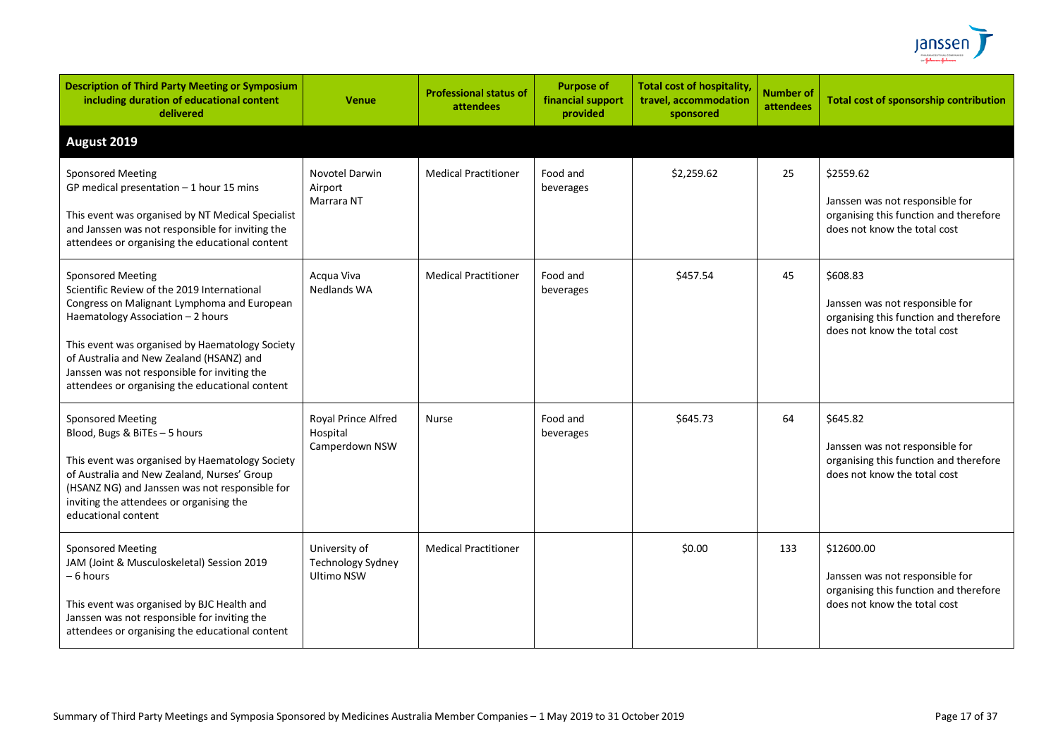| Description of Third Party Meeting or Symposium including duration of educational content delivered | Venue | Professional status of attendees | Purpose of financial support provided | Total cost of hospitality, travel, accommodation sponsored | Number of attendees | Total cost of sponsorship contribution |
|---|---|---|---|---|---|---|
| **August 2019** | | | | | | |
| Sponsored Meeting<br>GP medical presentation – 1 hour 15 mins<br><br>This event was organised by NT Medical Specialist and Janssen was not responsible for inviting the attendees or organising the educational content | Novotel Darwin Airport<br>Marrara NT | Medical Practitioner | Food and beverages | \$2,259.62 | 25 | \$2559.62<br><br>Janssen was not responsible for organising this function and therefore does not know the total cost |
| Sponsored Meeting<br>Scientific Review of the 2019 International Congress on Malignant Lymphoma and European Haematology Association – 2 hours<br><br>This event was organised by Haematology Society of Australia and New Zealand (HSANZ) and Janssen was not responsible for inviting the attendees or organising the educational content | Acqua Viva<br>Nedlands WA | Medical Practitioner | Food and beverages | \$457.54 | 45 | \$608.83<br><br>Janssen was not responsible for organising this function and therefore does not know the total cost |
| Sponsored Meeting<br>Blood, Bugs & BiTEs – 5 hours<br><br>This event was organised by Haematology Society of Australia and New Zealand, Nurses' Group (HSANZ NG) and Janssen was not responsible for inviting the attendees or organising the educational content | Royal Prince Alfred Hospital<br>Camperdown NSW | Nurse | Food and beverages | \$645.73 | 64 | \$645.82<br><br>Janssen was not responsible for organising this function and therefore does not know the total cost |
| Sponsored Meeting<br>JAM (Joint & Musculoskeletal) Session 2019 – 6 hours<br><br>This event was organised by BJC Health and Janssen was not responsible for inviting the attendees or organising the educational content | University of Technology Sydney<br>Ultimo NSW | Medical Practitioner | | \$0.00 | 133 | \$12600.00<br><br>Janssen was not responsible for organising this function and therefore does not know the total cost |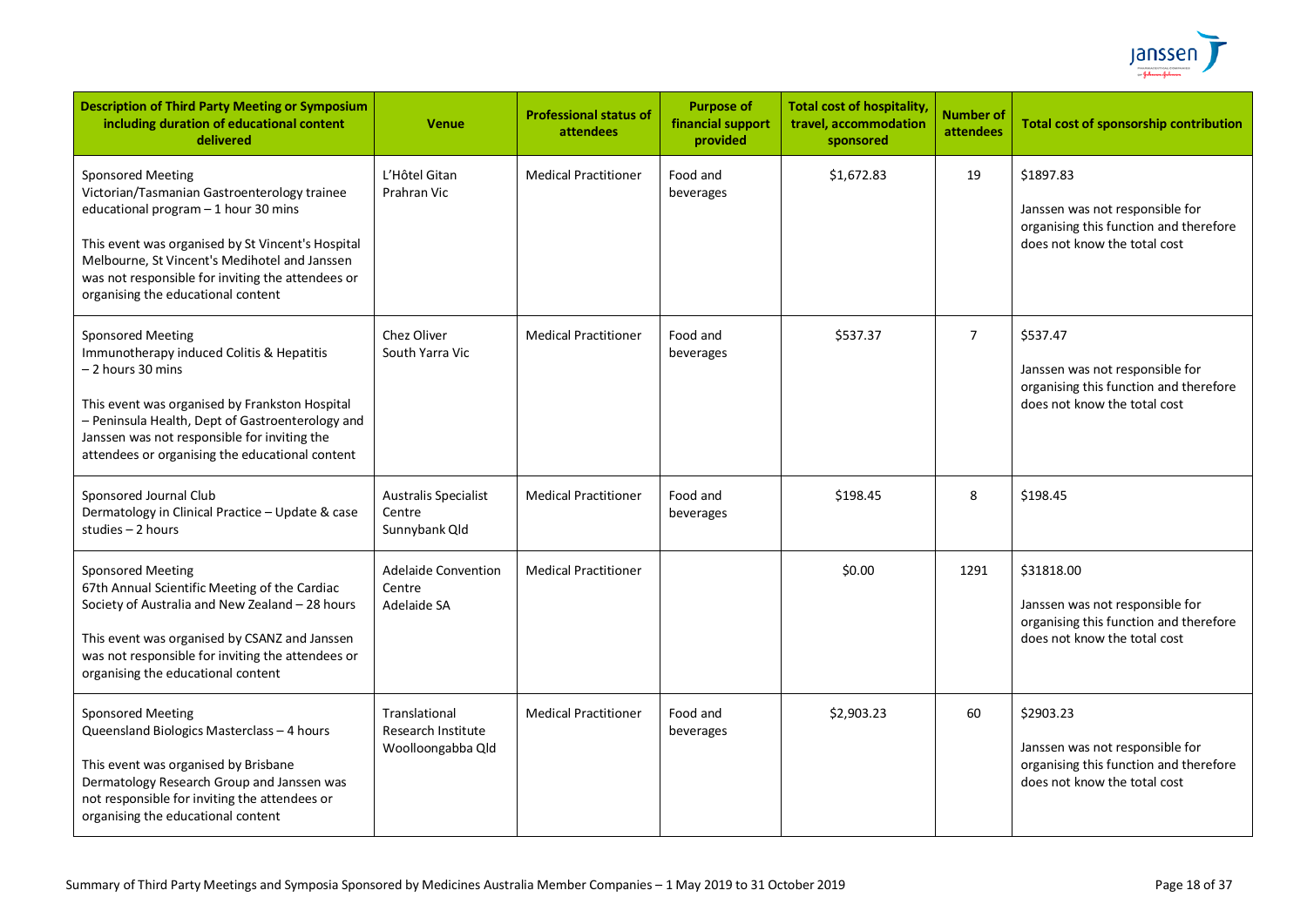| Description of Third Party Meeting or Symposium including duration of educational content delivered | Venue | Professional status of attendees | Purpose of financial support provided | Total cost of hospitality, travel, accommodation sponsored | Number of attendees | Total cost of sponsorship contribution |
|---|---|---|---|---|---|---|
| Sponsored Meeting<br>Victorian/Tasmanian Gastroenterology trainee educational program – 1 hour 30 mins<br><br>This event was organised by St Vincent's Hospital Melbourne, St Vincent's Medihotel and Janssen was not responsible for inviting the attendees or organising the educational content | L'Hôtel Gitan<br>Prahran Vic | Medical Practitioner | Food and beverages | $1,672.83 | 19 | $1897.83<br><br>Janssen was not responsible for organising this function and therefore does not know the total cost |
| Sponsored Meeting<br>Immunotherapy induced Colitis & Hepatitis – 2 hours 30 mins<br><br>This event was organised by Frankston Hospital – Peninsula Health, Dept of Gastroenterology and Janssen was not responsible for inviting the attendees or organising the educational content | Chez Oliver<br>South Yarra Vic | Medical Practitioner | Food and beverages | $537.37 | 7 | $537.47<br><br>Janssen was not responsible for organising this function and therefore does not know the total cost |
| Sponsored Journal Club<br>Dermatology in Clinical Practice – Update & case studies – 2 hours | Australis Specialist Centre<br>Sunnybank Qld | Medical Practitioner | Food and beverages | $198.45 | 8 | $198.45 |
| Sponsored Meeting<br>67th Annual Scientific Meeting of the Cardiac Society of Australia and New Zealand – 28 hours<br><br>This event was organised by CSANZ and Janssen was not responsible for inviting the attendees or organising the educational content | Adelaide Convention Centre<br>Adelaide SA | Medical Practitioner | | $0.00 | 1291 | $31818.00<br><br>Janssen was not responsible for organising this function and therefore does not know the total cost |
| Sponsored Meeting<br>Queensland Biologics Masterclass – 4 hours<br><br>This event was organised by Brisbane Dermatology Research Group and Janssen was not responsible for inviting the attendees or organising the educational content | Translational Research Institute<br>Woolloongabba Qld | Medical Practitioner | Food and beverages | $2,903.23 | 60 | $2903.23<br><br>Janssen was not responsible for organising this function and therefore does not know the total cost |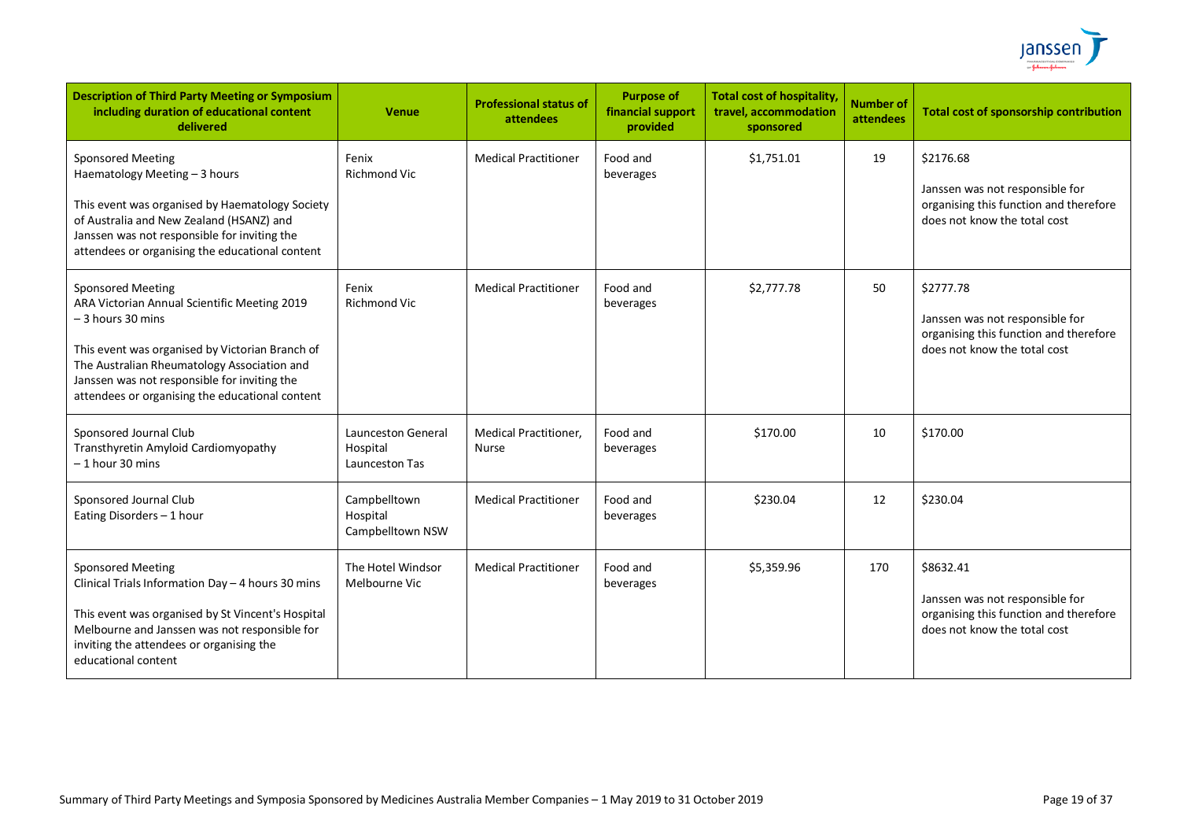| Description of Third Party Meeting or Symposium including duration of educational content delivered | Venue | Professional status of attendees | Purpose of financial support provided | Total cost of hospitality, travel, accommodation sponsored | Number of attendees | Total cost of sponsorship contribution |
|---|---|---|---|---|---|---|
| Sponsored Meeting<br>Haematology Meeting – 3 hours<br><br>This event was organised by Haematology Society of Australia and New Zealand (HSANZ) and Janssen was not responsible for inviting the attendees or organising the educational content | Fenix<br>Richmond Vic | Medical Practitioner | Food and beverages | $1,751.01 | 19 | $2176.68<br><br>Janssen was not responsible for organising this function and therefore does not know the total cost |
| Sponsored Meeting<br>ARA Victorian Annual Scientific Meeting 2019 – 3 hours 30 mins<br><br>This event was organised by Victorian Branch of The Australian Rheumatology Association and Janssen was not responsible for inviting the attendees or organising the educational content | Fenix<br>Richmond Vic | Medical Practitioner | Food and beverages | $2,777.78 | 50 | $2777.78<br><br>Janssen was not responsible for organising this function and therefore does not know the total cost |
| Sponsored Journal Club<br>Transthyretin Amyloid Cardiomyopathy – 1 hour 30 mins | Launceston General Hospital<br>Launceston Tas | Medical Practitioner, Nurse | Food and beverages | $170.00 | 10 | $170.00 |
| Sponsored Journal Club<br>Eating Disorders – 1 hour | Campbelltown Hospital<br>Campbelltown NSW | Medical Practitioner | Food and beverages | $230.04 | 12 | $230.04 |
| Sponsored Meeting<br>Clinical Trials Information Day – 4 hours 30 mins<br><br>This event was organised by St Vincent's Hospital Melbourne and Janssen was not responsible for inviting the attendees or organising the educational content | The Hotel Windsor<br>Melbourne Vic | Medical Practitioner | Food and beverages | $5,359.96 | 170 | $8632.41<br><br>Janssen was not responsible for organising this function and therefore does not know the total cost |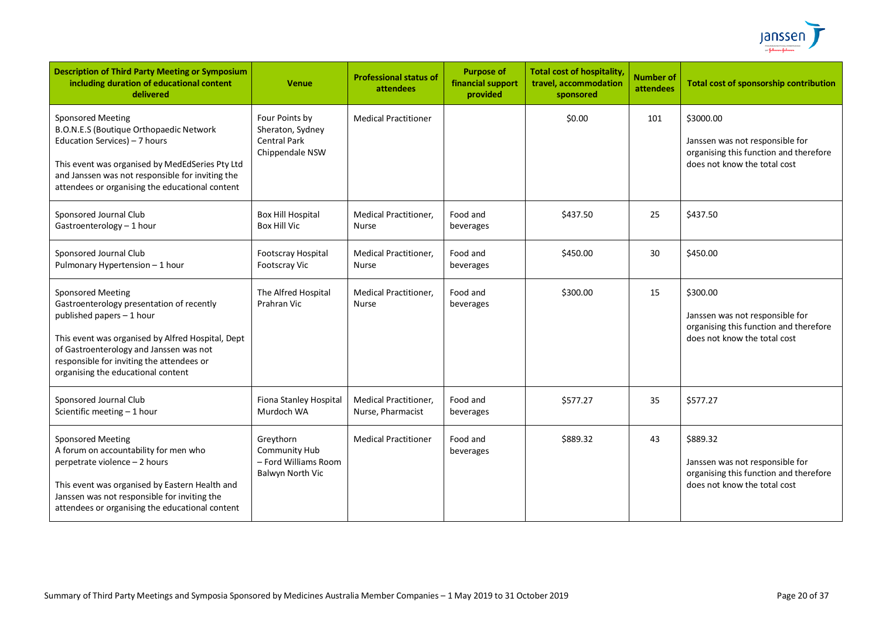| Description of Third Party Meeting or Symposium including duration of educational content delivered | Venue | Professional status of attendees | Purpose of financial support provided | Total cost of hospitality, travel, accommodation sponsored | Number of attendees | Total cost of sponsorship contribution |
|---|---|---|---|---|---|---|
| Sponsored Meeting<br>B.O.N.E.S (Boutique Orthopaedic Network Education Services) – 7 hours<br><br>This event was organised by MedEdSeries Pty Ltd and Janssen was not responsible for inviting the attendees or organising the educational content | Four Points by Sheraton, Sydney Central Park Chippendale NSW | Medical Practitioner | | $0.00 | 101 | $3000.00<br><br>Janssen was not responsible for organising this function and therefore does not know the total cost |
| Sponsored Journal Club<br>Gastroenterology – 1 hour | Box Hill Hospital Box Hill Vic | Medical Practitioner, Nurse | Food and beverages | $437.50 | 25 | $437.50 |
| Sponsored Journal Club<br>Pulmonary Hypertension – 1 hour | Footscray Hospital Footscray Vic | Medical Practitioner, Nurse | Food and beverages | $450.00 | 30 | $450.00 |
| Sponsored Meeting<br>Gastroenterology presentation of recently published papers – 1 hour<br><br>This event was organised by Alfred Hospital, Dept of Gastroenterology and Janssen was not responsible for inviting the attendees or organising the educational content | The Alfred Hospital Prahran Vic | Medical Practitioner, Nurse | Food and beverages | $300.00 | 15 | $300.00<br><br>Janssen was not responsible for organising this function and therefore does not know the total cost |
| Sponsored Journal Club<br>Scientific meeting – 1 hour | Fiona Stanley Hospital Murdoch WA | Medical Practitioner, Nurse, Pharmacist | Food and beverages | $577.27 | 35 | $577.27 |
| Sponsored Meeting<br>A forum on accountability for men who perpetrate violence – 2 hours<br><br>This event was organised by Eastern Health and Janssen was not responsible for inviting the attendees or organising the educational content | Greythorn Community Hub – Ford Williams Room Balwyn North Vic | Medical Practitioner | Food and beverages | $889.32 | 43 | $889.32<br><br>Janssen was not responsible for organising this function and therefore does not know the total cost |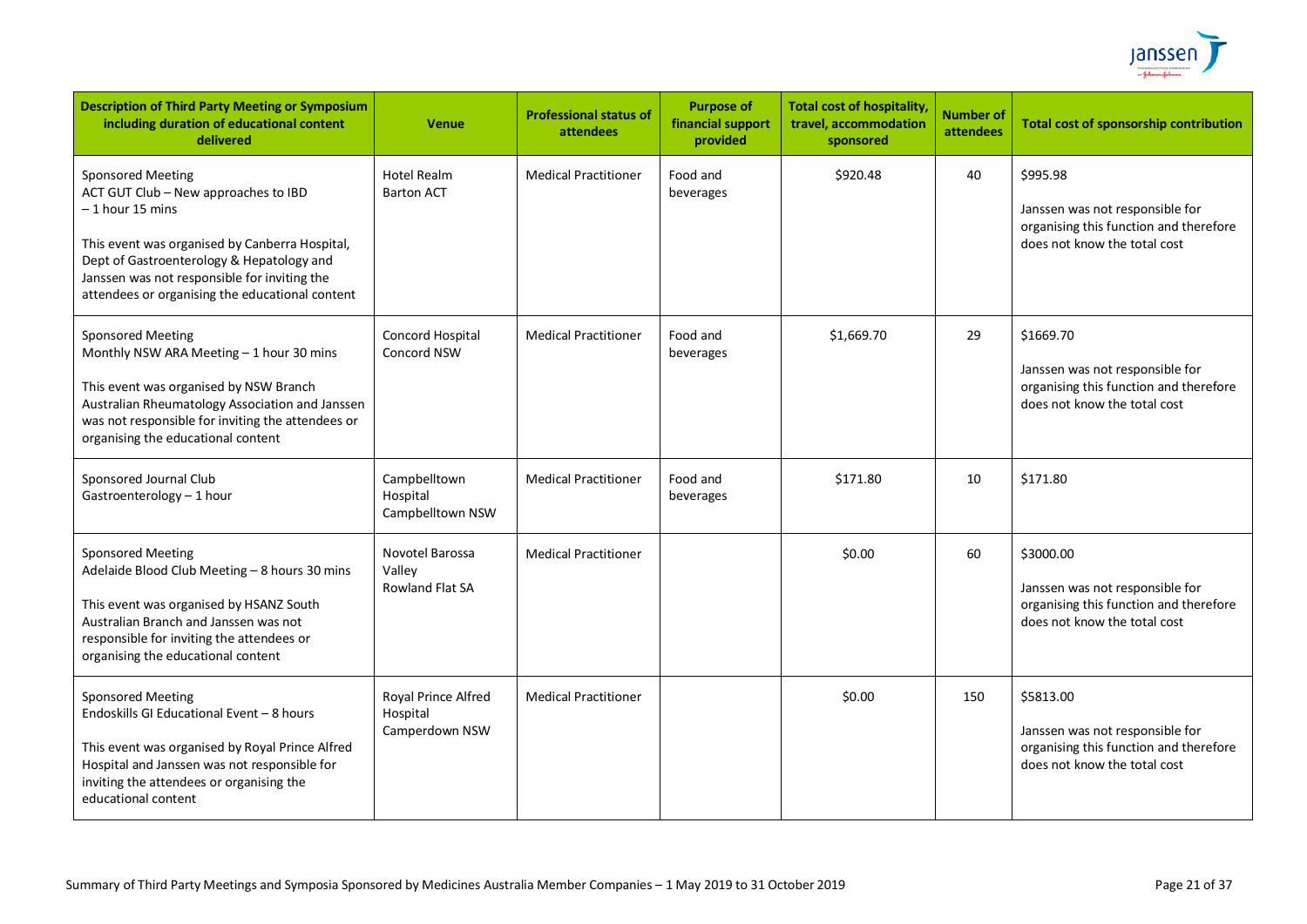| Description of Third Party Meeting or Symposium including duration of educational content delivered | Venue | Professional status of attendees | Purpose of financial support provided | Total cost of hospitality, travel, accommodation sponsored | Number of attendees | Total cost of sponsorship contribution |
|---|---|---|---|---|---|---|
| Sponsored Meeting<br>ACT GUT Club – New approaches to IBD – 1 hour 15 mins<br><br>This event was organised by Canberra Hospital, Dept of Gastroenterology & Hepatology and Janssen was not responsible for inviting the attendees or organising the educational content | Hotel Realm<br>Barton ACT | Medical Practitioner | Food and beverages | $920.48 | 40 | $995.98<br><br>Janssen was not responsible for organising this function and therefore does not know the total cost |
| Sponsored Meeting<br>Monthly NSW ARA Meeting – 1 hour 30 mins<br><br>This event was organised by NSW Branch Australian Rheumatology Association and Janssen was not responsible for inviting the attendees or organising the educational content | Concord Hospital<br>Concord NSW | Medical Practitioner | Food and beverages | $1,669.70 | 29 | $1669.70<br><br>Janssen was not responsible for organising this function and therefore does not know the total cost |
| Sponsored Journal Club<br>Gastroenterology – 1 hour | Campbelltown Hospital<br>Campbelltown NSW | Medical Practitioner | Food and beverages | $171.80 | 10 | $171.80 |
| Sponsored Meeting<br>Adelaide Blood Club Meeting – 8 hours 30 mins<br><br>This event was organised by HSANZ South Australian Branch and Janssen was not responsible for inviting the attendees or organising the educational content | Novotel Barossa Valley<br>Rowland Flat SA | Medical Practitioner | | $0.00 | 60 | $3000.00<br><br>Janssen was not responsible for organising this function and therefore does not know the total cost |
| Sponsored Meeting<br>Endoskills GI Educational Event – 8 hours<br><br>This event was organised by Royal Prince Alfred Hospital and Janssen was not responsible for inviting the attendees or organising the educational content | Royal Prince Alfred Hospital<br>Camperdown NSW | Medical Practitioner | | $0.00 | 150 | $5813.00<br><br>Janssen was not responsible for organising this function and therefore does not know the total cost |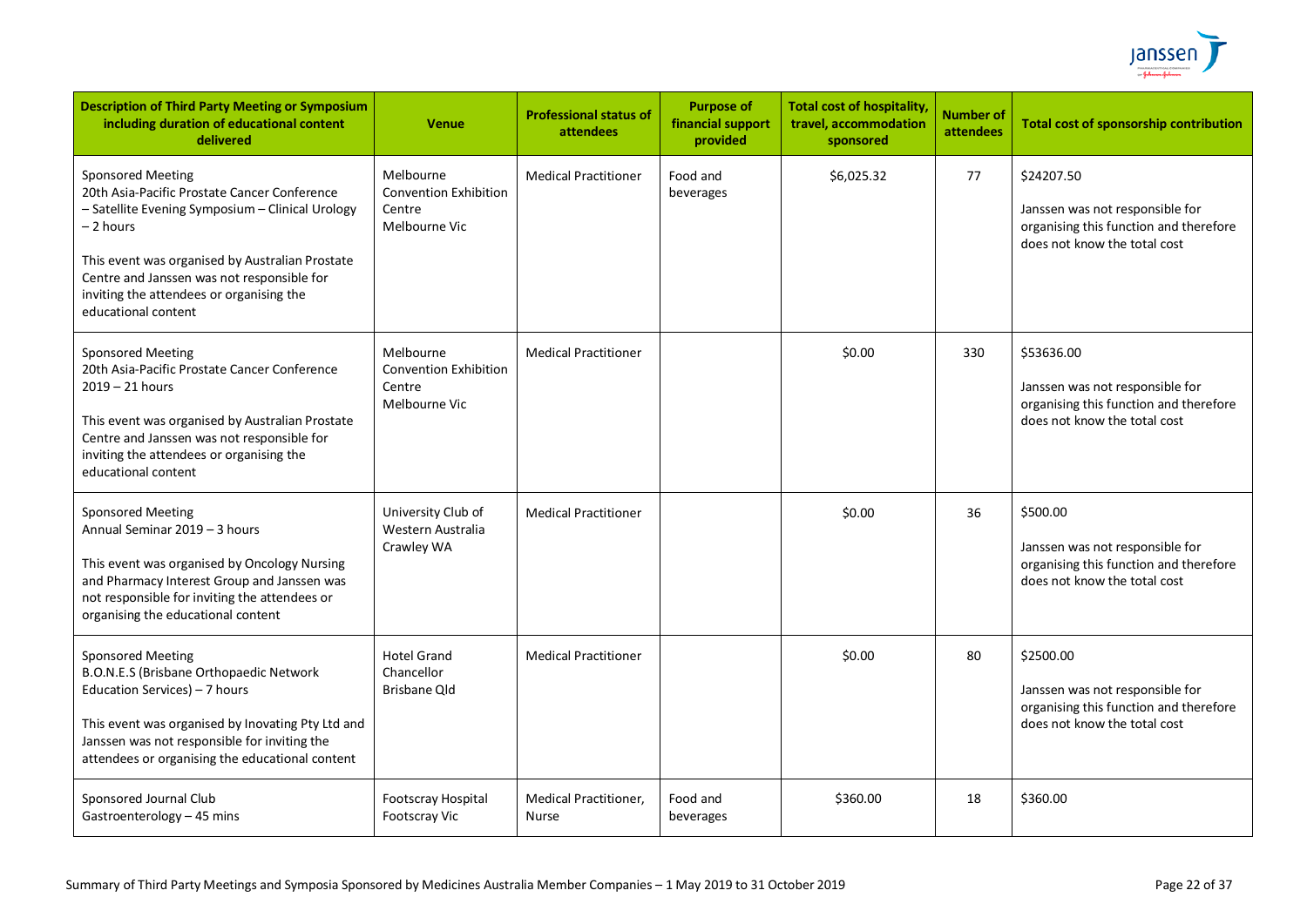| Description of Third Party Meeting or Symposium including duration of educational content delivered | Venue | Professional status of attendees | Purpose of financial support provided | Total cost of hospitality, travel, accommodation sponsored | Number of attendees | Total cost of sponsorship contribution |
|---|---|---|---|---|---|---|
| Sponsored Meeting<br>20th Asia-Pacific Prostate Cancer Conference – Satellite Evening Symposium – Clinical Urology – 2 hours<br><br>This event was organised by Australian Prostate Centre and Janssen was not responsible for inviting the attendees or organising the educational content | Melbourne Convention Exhibition Centre<br>Melbourne Vic | Medical Practitioner | Food and beverages | $6,025.32 | 77 | $24207.50<br><br>Janssen was not responsible for organising this function and therefore does not know the total cost |
| Sponsored Meeting<br>20th Asia-Pacific Prostate Cancer Conference 2019 – 21 hours<br><br>This event was organised by Australian Prostate Centre and Janssen was not responsible for inviting the attendees or organising the educational content | Melbourne Convention Exhibition Centre<br>Melbourne Vic | Medical Practitioner | | $0.00 | 330 | $53636.00<br><br>Janssen was not responsible for organising this function and therefore does not know the total cost |
| Sponsored Meeting<br>Annual Seminar 2019 – 3 hours<br><br>This event was organised by Oncology Nursing and Pharmacy Interest Group and Janssen was not responsible for inviting the attendees or organising the educational content | University Club of Western Australia<br>Crawley WA | Medical Practitioner | | $0.00 | 36 | $500.00<br><br>Janssen was not responsible for organising this function and therefore does not know the total cost |
| Sponsored Meeting<br>B.O.N.E.S (Brisbane Orthopaedic Network Education Services) – 7 hours<br><br>This event was organised by Inovating Pty Ltd and Janssen was not responsible for inviting the attendees or organising the educational content | Hotel Grand Chancellor<br>Brisbane Qld | Medical Practitioner | | $0.00 | 80 | $2500.00<br><br>Janssen was not responsible for organising this function and therefore does not know the total cost |
| Sponsored Journal Club<br>Gastroenterology – 45 mins | Footscray Hospital<br>Footscray Vic | Medical Practitioner, Nurse | Food and beverages | $360.00 | 18 | $360.00 |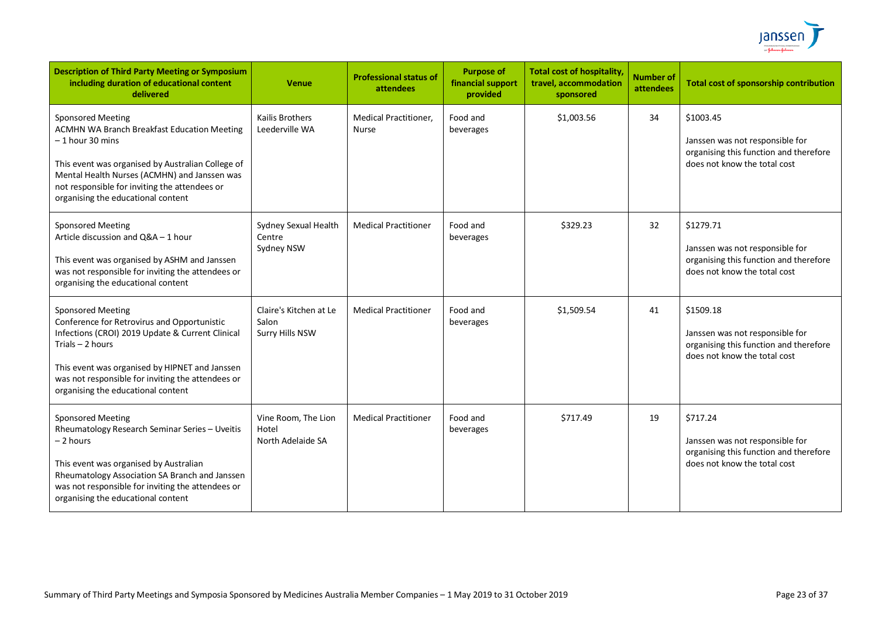| Description of Third Party Meeting or Symposium including duration of educational content delivered | Venue | Professional status of attendees | Purpose of financial support provided | Total cost of hospitality, travel, accommodation sponsored | Number of attendees | Total cost of sponsorship contribution |
|---|---|---|---|---|---|---|
| Sponsored Meeting<br>ACMHN WA Branch Breakfast Education Meeting – 1 hour 30 mins<br><br>This event was organised by Australian College of Mental Health Nurses (ACMHN) and Janssen was not responsible for inviting the attendees or organising the educational content | Kailis Brothers<br>Leederville WA | Medical Practitioner, Nurse | Food and beverages | $1,003.56 | 34 | $1003.45<br><br>Janssen was not responsible for organising this function and therefore does not know the total cost |
| Sponsored Meeting<br>Article discussion and Q&A – 1 hour<br><br>This event was organised by ASHM and Janssen was not responsible for inviting the attendees or organising the educational content | Sydney Sexual Health Centre<br>Sydney NSW | Medical Practitioner | Food and beverages | $329.23 | 32 | $1279.71<br><br>Janssen was not responsible for organising this function and therefore does not know the total cost |
| Sponsored Meeting<br>Conference for Retrovirus and Opportunistic Infections (CROI) 2019 Update & Current Clinical Trials – 2 hours<br><br>This event was organised by HIPNET and Janssen was not responsible for inviting the attendees or organising the educational content | Claire's Kitchen at Le Salon<br>Surry Hills NSW | Medical Practitioner | Food and beverages | $1,509.54 | 41 | $1509.18<br><br>Janssen was not responsible for organising this function and therefore does not know the total cost |
| Sponsored Meeting<br>Rheumatology Research Seminar Series – Uveitis – 2 hours<br><br>This event was organised by Australian Rheumatology Association SA Branch and Janssen was not responsible for inviting the attendees or organising the educational content | Vine Room, The Lion Hotel<br>North Adelaide SA | Medical Practitioner | Food and beverages | $717.49 | 19 | $717.24<br><br>Janssen was not responsible for organising this function and therefore does not know the total cost |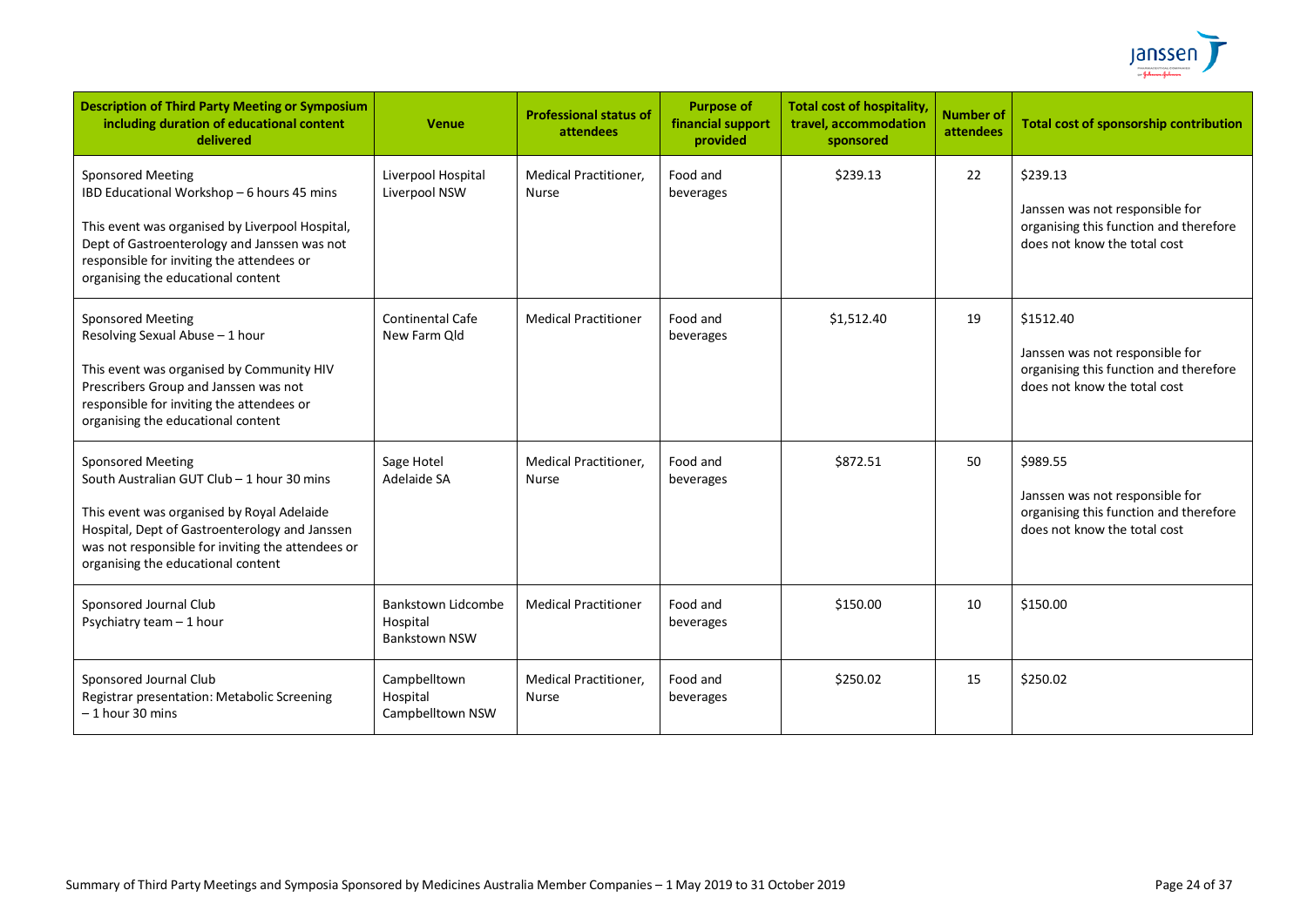| Description of Third Party Meeting or Symposium including duration of educational content delivered | Venue | Professional status of attendees | Purpose of financial support provided | Total cost of hospitality, travel, accommodation sponsored | Number of attendees | Total cost of sponsorship contribution |
|---|---|---|---|---|---|---|
| Sponsored Meeting<br>IBD Educational Workshop – 6 hours 45 mins<br><br>This event was organised by Liverpool Hospital, Dept of Gastroenterology and Janssen was not responsible for inviting the attendees or organising the educational content | Liverpool Hospital<br>Liverpool NSW | Medical Practitioner, Nurse | Food and beverages | $239.13 | 22 | $239.13<br><br>Janssen was not responsible for organising this function and therefore does not know the total cost |
| Sponsored Meeting<br>Resolving Sexual Abuse – 1 hour<br><br>This event was organised by Community HIV Prescribers Group and Janssen was not responsible for inviting the attendees or organising the educational content | Continental Cafe<br>New Farm Qld | Medical Practitioner | Food and beverages | $1,512.40 | 19 | $1512.40<br><br>Janssen was not responsible for organising this function and therefore does not know the total cost |
| Sponsored Meeting<br>South Australian GUT Club – 1 hour 30 mins<br><br>This event was organised by Royal Adelaide Hospital, Dept of Gastroenterology and Janssen was not responsible for inviting the attendees or organising the educational content | Sage Hotel<br>Adelaide SA | Medical Practitioner, Nurse | Food and beverages | $872.51 | 50 | $989.55<br><br>Janssen was not responsible for organising this function and therefore does not know the total cost |
| Sponsored Journal Club<br>Psychiatry team – 1 hour | Bankstown Lidcombe Hospital<br>Bankstown NSW | Medical Practitioner | Food and beverages | $150.00 | 10 | $150.00 |
| Sponsored Journal Club<br>Registrar presentation: Metabolic Screening – 1 hour 30 mins | Campbelltown Hospital<br>Campbelltown NSW | Medical Practitioner, Nurse | Food and beverages | $250.02 | 15 | $250.02 |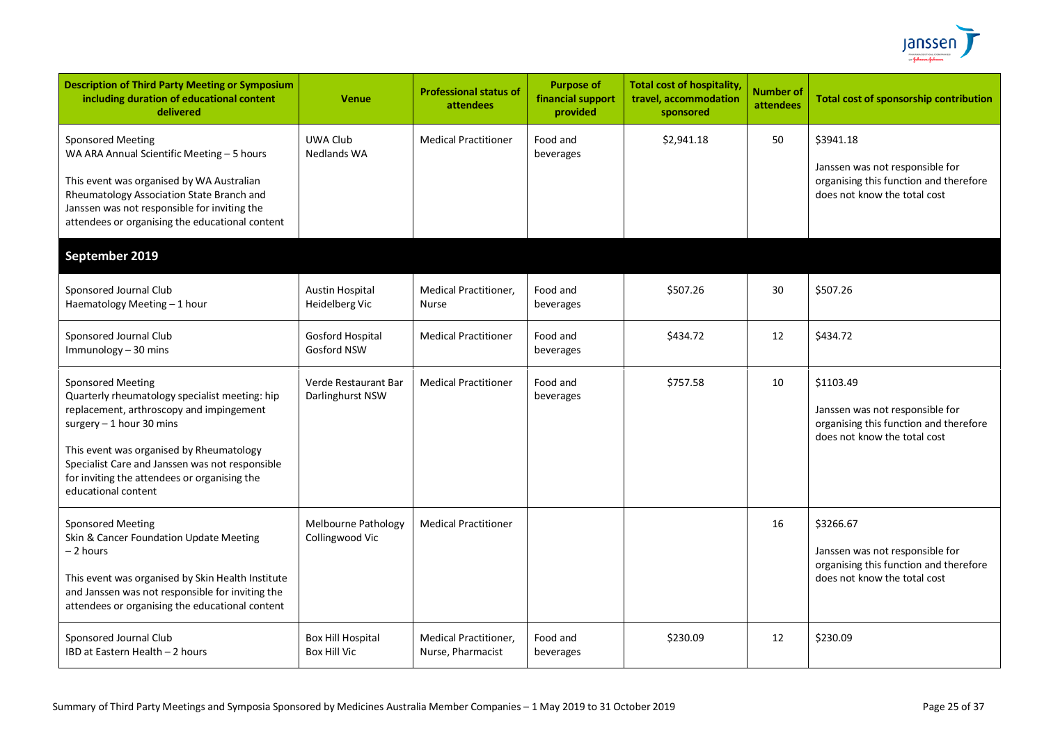| Description of Third Party Meeting or Symposium including duration of educational content delivered | Venue | Professional status of attendees | Purpose of financial support provided | Total cost of hospitality, travel, accommodation sponsored | Number of attendees | Total cost of sponsorship contribution |
|---|---|---|---|---|---|---|
| Sponsored Meeting<br>WA ARA Annual Scientific Meeting – 5 hours<br><br>This event was organised by WA Australian Rheumatology Association State Branch and Janssen was not responsible for inviting the attendees or organising the educational content | UWA Club<br>Nedlands WA | Medical Practitioner | Food and beverages | $2,941.18 | 50 | $3941.18<br><br>Janssen was not responsible for organising this function and therefore does not know the total cost |
| **September 2019** | | | | | | |
| Sponsored Journal Club<br>Haematology Meeting – 1 hour | Austin Hospital<br>Heidelberg Vic | Medical Practitioner, Nurse | Food and beverages | $507.26 | 30 | $507.26 |
| Sponsored Journal Club<br>Immunology – 30 mins | Gosford Hospital<br>Gosford NSW | Medical Practitioner | Food and beverages | $434.72 | 12 | $434.72 |
| Sponsored Meeting<br>Quarterly rheumatology specialist meeting: hip replacement, arthroscopy and impingement surgery – 1 hour 30 mins<br><br>This event was organised by Rheumatology Specialist Care and Janssen was not responsible for inviting the attendees or organising the educational content | Verde Restaurant Bar<br>Darlinghurst NSW | Medical Practitioner | Food and beverages | $757.58 | 10 | $1103.49<br><br>Janssen was not responsible for organising this function and therefore does not know the total cost |
| Sponsored Meeting<br>Skin & Cancer Foundation Update Meeting – 2 hours<br><br>This event was organised by Skin Health Institute and Janssen was not responsible for inviting the attendees or organising the educational content | Melbourne Pathology<br>Collingwood Vic | Medical Practitioner | | | 16 | $3266.67<br><br>Janssen was not responsible for organising this function and therefore does not know the total cost |
| Sponsored Journal Club<br>IBD at Eastern Health – 2 hours | Box Hill Hospital<br>Box Hill Vic | Medical Practitioner, Nurse, Pharmacist | Food and beverages | $230.09 | 12 | $230.09 |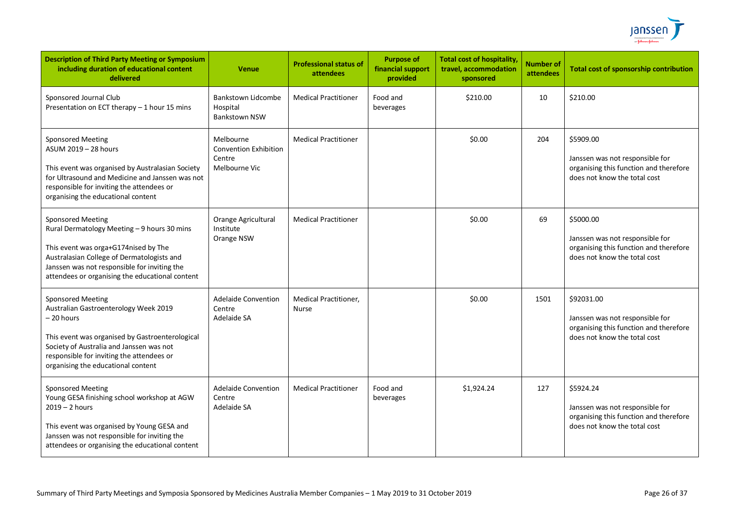| Description of Third Party Meeting or Symposium including duration of educational content delivered | Venue | Professional status of attendees | Purpose of financial support provided | Total cost of hospitality, travel, accommodation sponsored | Number of attendees | Total cost of sponsorship contribution |
|---|---|---|---|---|---|---|
| Sponsored Journal Club<br>Presentation on ECT therapy – 1 hour 15 mins | Bankstown Lidcombe Hospital<br>Bankstown NSW | Medical Practitioner | Food and beverages | $210.00 | 10 | $210.00 |
| Sponsored Meeting<br>ASUM 2019 – 28 hours<br><br>This event was organised by Australasian Society for Ultrasound and Medicine and Janssen was not responsible for inviting the attendees or organising the educational content | Melbourne Convention Exhibition Centre<br>Melbourne Vic | Medical Practitioner | | $0.00 | 204 | $5909.00<br><br>Janssen was not responsible for organising this function and therefore does not know the total cost |
| Sponsored Meeting<br>Rural Dermatology Meeting – 9 hours 30 mins<br><br>This event was orga+G174nised by The Australasian College of Dermatologists and Janssen was not responsible for inviting the attendees or organising the educational content | Orange Agricultural Institute<br>Orange NSW | Medical Practitioner | | $0.00 | 69 | $5000.00<br><br>Janssen was not responsible for organising this function and therefore does not know the total cost |
| Sponsored Meeting<br>Australian Gastroenterology Week 2019 – 20 hours<br><br>This event was organised by Gastroenterological Society of Australia and Janssen was not responsible for inviting the attendees or organising the educational content | Adelaide Convention Centre<br>Adelaide SA | Medical Practitioner, Nurse | | $0.00 | 1501 | $92031.00<br><br>Janssen was not responsible for organising this function and therefore does not know the total cost |
| Sponsored Meeting<br>Young GESA finishing school workshop at AGW 2019 – 2 hours<br><br>This event was organised by Young GESA and Janssen was not responsible for inviting the attendees or organising the educational content | Adelaide Convention Centre<br>Adelaide SA | Medical Practitioner | Food and beverages | $1,924.24 | 127 | $5924.24<br><br>Janssen was not responsible for organising this function and therefore does not know the total cost |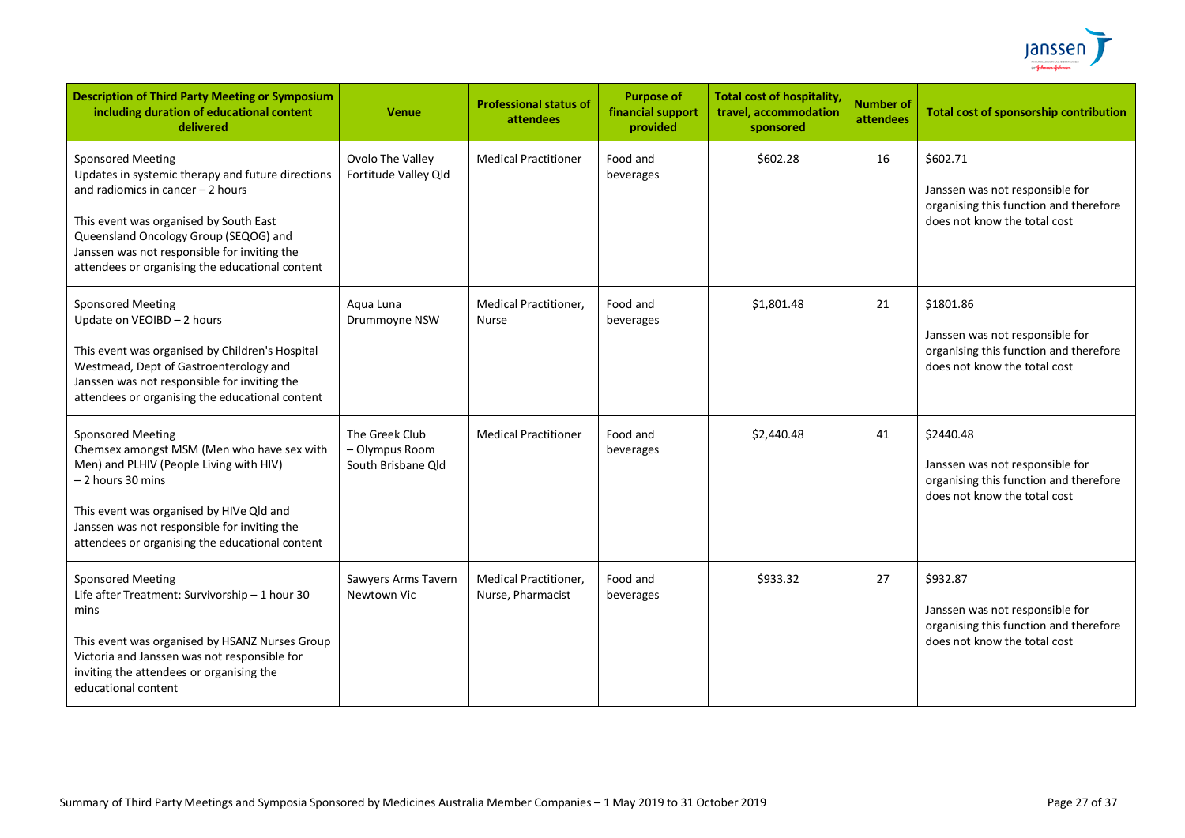| Description of Third Party Meeting or Symposium including duration of educational content delivered | Venue | Professional status of attendees | Purpose of financial support provided | Total cost of hospitality, travel, accommodation sponsored | Number of attendees | Total cost of sponsorship contribution |
|---|---|---|---|---|---|---|
| Sponsored Meeting<br>Updates in systemic therapy and future directions and radiomics in cancer – 2 hours<br><br>This event was organised by South East Queensland Oncology Group (SEQOG) and Janssen was not responsible for inviting the attendees or organising the educational content | Ovolo The Valley Fortitude Valley Qld | Medical Practitioner | Food and beverages | $602.28 | 16 | $602.71<br><br>Janssen was not responsible for organising this function and therefore does not know the total cost |
| Sponsored Meeting<br>Update on VEOIBD – 2 hours<br><br>This event was organised by Children's Hospital Westmead, Dept of Gastroenterology and Janssen was not responsible for inviting the attendees or organising the educational content | Aqua Luna Drummoyne NSW | Medical Practitioner, Nurse | Food and beverages | $1,801.48 | 21 | $1801.86<br><br>Janssen was not responsible for organising this function and therefore does not know the total cost |
| Sponsored Meeting<br>Chemsex amongst MSM (Men who have sex with Men) and PLHIV (People Living with HIV) – 2 hours 30 mins<br><br>This event was organised by HIVe Qld and Janssen was not responsible for inviting the attendees or organising the educational content | The Greek Club – Olympus Room South Brisbane Qld | Medical Practitioner | Food and beverages | $2,440.48 | 41 | $2440.48<br><br>Janssen was not responsible for organising this function and therefore does not know the total cost |
| Sponsored Meeting<br>Life after Treatment: Survivorship – 1 hour 30 mins<br><br>This event was organised by HSANZ Nurses Group Victoria and Janssen was not responsible for inviting the attendees or organising the educational content | Sawyers Arms Tavern Newtown Vic | Medical Practitioner, Nurse, Pharmacist | Food and beverages | $933.32 | 27 | $932.87<br><br>Janssen was not responsible for organising this function and therefore does not know the total cost |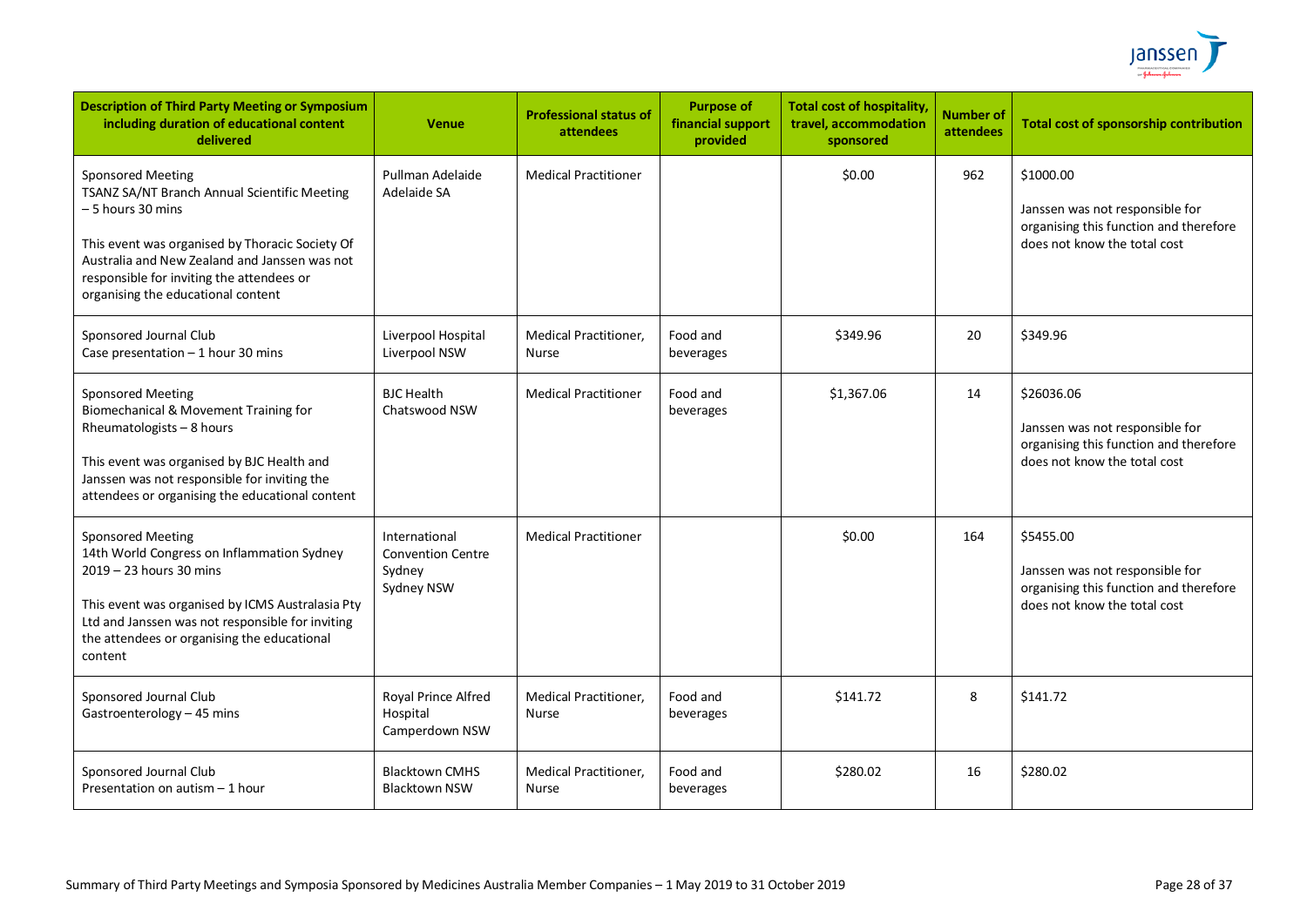| Description of Third Party Meeting or Symposium including duration of educational content delivered | Venue | Professional status of attendees | Purpose of financial support provided | Total cost of hospitality, travel, accommodation sponsored | Number of attendees | Total cost of sponsorship contribution |
|---|---|---|---|---|---|---|
| Sponsored Meeting<br>TSANZ SA/NT Branch Annual Scientific Meeting – 5 hours 30 mins<br><br>This event was organised by Thoracic Society Of Australia and New Zealand and Janssen was not responsible for inviting the attendees or organising the educational content | Pullman Adelaide<br>Adelaide SA | Medical Practitioner | | $0.00 | 962 | $1000.00<br><br>Janssen was not responsible for organising this function and therefore does not know the total cost |
| Sponsored Journal Club<br>Case presentation – 1 hour 30 mins | Liverpool Hospital<br>Liverpool NSW | Medical Practitioner, Nurse | Food and beverages | $349.96 | 20 | $349.96 |
| Sponsored Meeting<br>Biomechanical & Movement Training for Rheumatologists – 8 hours<br><br>This event was organised by BJC Health and Janssen was not responsible for inviting the attendees or organising the educational content | BJC Health<br>Chatswood NSW | Medical Practitioner | Food and beverages | $1,367.06 | 14 | $26036.06<br><br>Janssen was not responsible for organising this function and therefore does not know the total cost |
| Sponsored Meeting<br>14th World Congress on Inflammation Sydney 2019 – 23 hours 30 mins<br><br>This event was organised by ICMS Australasia Pty Ltd and Janssen was not responsible for inviting the attendees or organising the educational content | International Convention Centre Sydney<br>Sydney NSW | Medical Practitioner | | $0.00 | 164 | $5455.00<br><br>Janssen was not responsible for organising this function and therefore does not know the total cost |
| Sponsored Journal Club<br>Gastroenterology – 45 mins | Royal Prince Alfred Hospital<br>Camperdown NSW | Medical Practitioner, Nurse | Food and beverages | $141.72 | 8 | $141.72 |
| Sponsored Journal Club<br>Presentation on autism – 1 hour | Blacktown CMHS<br>Blacktown NSW | Medical Practitioner, Nurse | Food and beverages | $280.02 | 16 | $280.02 |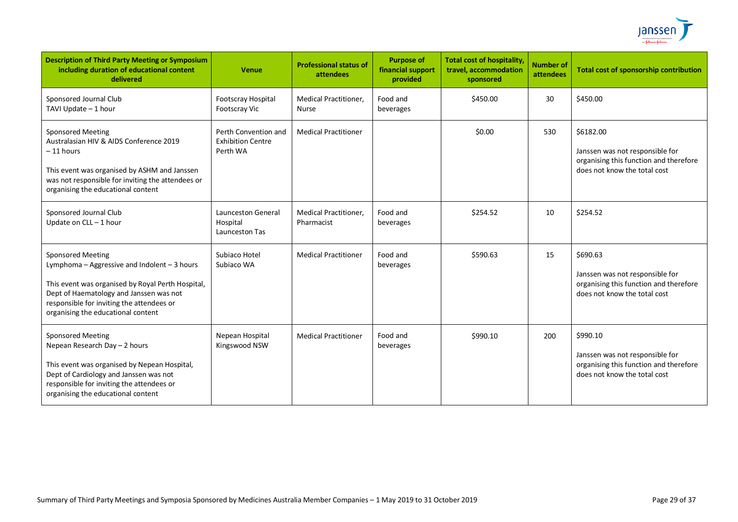| Description of Third Party Meeting or Symposium including duration of educational content delivered | Venue | Professional status of attendees | Purpose of financial support provided | Total cost of hospitality, travel, accommodation sponsored | Number of attendees | Total cost of sponsorship contribution |
|---|---|---|---|---|---|---|
| Sponsored Journal Club<br>TAVI Update – 1 hour | Footscray Hospital<br>Footscray Vic | Medical Practitioner, Nurse | Food and beverages | $450.00 | 30 | $450.00 |
| Sponsored Meeting<br>Australasian HIV & AIDS Conference 2019 – 11 hours<br><br>This event was organised by ASHM and Janssen was not responsible for inviting the attendees or organising the educational content | Perth Convention and Exhibition Centre<br>Perth WA | Medical Practitioner | | $0.00 | 530 | $6182.00<br><br>Janssen was not responsible for organising this function and therefore does not know the total cost |
| Sponsored Journal Club<br>Update on CLL – 1 hour | Launceston General Hospital<br>Launceston Tas | Medical Practitioner, Pharmacist | Food and beverages | $254.52 | 10 | $254.52 |
| Sponsored Meeting<br>Lymphoma – Aggressive and Indolent – 3 hours<br><br>This event was organised by Royal Perth Hospital, Dept of Haematology and Janssen was not responsible for inviting the attendees or organising the educational content | Subiaco Hotel<br>Subiaco WA | Medical Practitioner | Food and beverages | $590.63 | 15 | $690.63<br><br>Janssen was not responsible for organising this function and therefore does not know the total cost |
| Sponsored Meeting<br>Nepean Research Day – 2 hours<br><br>This event was organised by Nepean Hospital, Dept of Cardiology and Janssen was not responsible for inviting the attendees or organising the educational content | Nepean Hospital<br>Kingswood NSW | Medical Practitioner | Food and beverages | $990.10 | 200 | $990.10<br><br>Janssen was not responsible for organising this function and therefore does not know the total cost |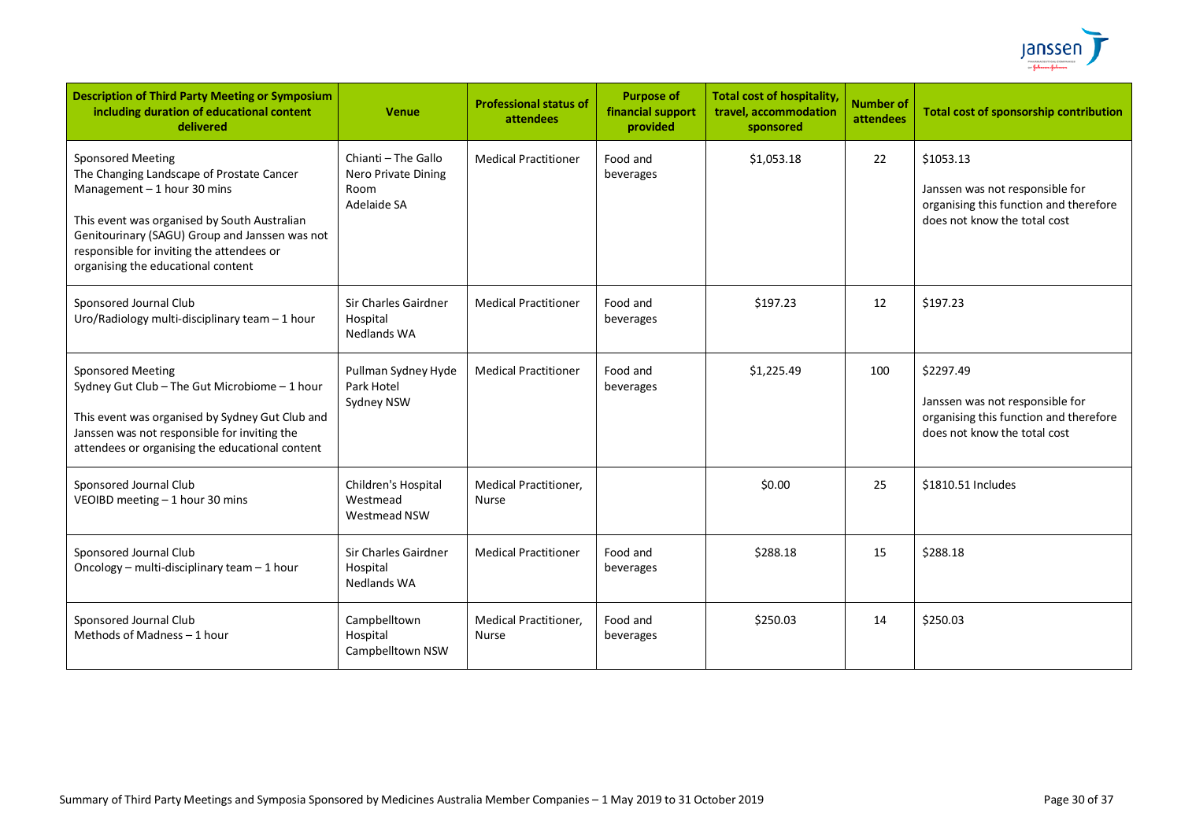| Description of Third Party Meeting or Symposium including duration of educational content delivered | Venue | Professional status of attendees | Purpose of financial support provided | Total cost of hospitality, travel, accommodation sponsored | Number of attendees | Total cost of sponsorship contribution |
|---|---|---|---|---|---|---|
| Sponsored Meeting<br>The Changing Landscape of Prostate Cancer Management – 1 hour 30 mins<br><br>This event was organised by South Australian Genitourinary (SAGU) Group and Janssen was not responsible for inviting the attendees or organising the educational content | Chianti – The Gallo Nero Private Dining Room<br>Adelaide SA | Medical Practitioner | Food and beverages | $1,053.18 | 22 | $1053.13<br><br>Janssen was not responsible for organising this function and therefore does not know the total cost |
| Sponsored Journal Club<br>Uro/Radiology multi-disciplinary team – 1 hour | Sir Charles Gairdner Hospital<br>Nedlands WA | Medical Practitioner | Food and beverages | $197.23 | 12 | $197.23 |
| Sponsored Meeting<br>Sydney Gut Club – The Gut Microbiome – 1 hour<br><br>This event was organised by Sydney Gut Club and Janssen was not responsible for inviting the attendees or organising the educational content | Pullman Sydney Hyde Park Hotel<br>Sydney NSW | Medical Practitioner | Food and beverages | $1,225.49 | 100 | $2297.49<br><br>Janssen was not responsible for organising this function and therefore does not know the total cost |
| Sponsored Journal Club<br>VEOIBD meeting – 1 hour 30 mins | Children's Hospital Westmead<br>Westmead NSW | Medical Practitioner, Nurse | | $0.00 | 25 | $1810.51 Includes |
| Sponsored Journal Club<br>Oncology – multi-disciplinary team – 1 hour | Sir Charles Gairdner Hospital<br>Nedlands WA | Medical Practitioner | Food and beverages | $288.18 | 15 | $288.18 |
| Sponsored Journal Club<br>Methods of Madness – 1 hour | Campbelltown Hospital<br>Campbelltown NSW | Medical Practitioner, Nurse | Food and beverages | $250.03 | 14 | $250.03 |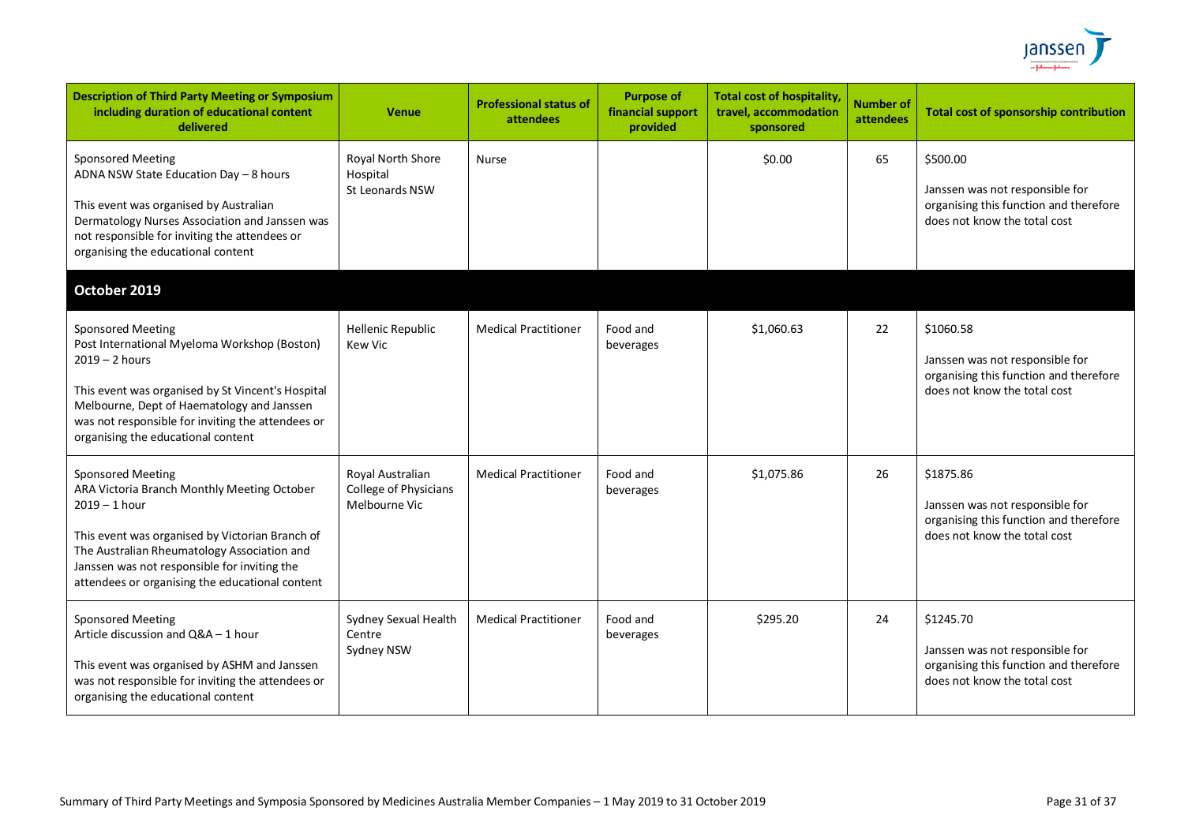| Description of Third Party Meeting or Symposium including duration of educational content delivered | Venue | Professional status of attendees | Purpose of financial support provided | Total cost of hospitality, travel, accommodation sponsored | Number of attendees | Total cost of sponsorship contribution |
|---|---|---|---|---|---|---|
| Sponsored Meeting<br>ADNA NSW State Education Day – 8 hours<br><br>This event was organised by Australian Dermatology Nurses Association and Janssen was not responsible for inviting the attendees or organising the educational content | Royal North Shore Hospital<br>St Leonards NSW | Nurse | | $0.00 | 65 | $500.00<br><br>Janssen was not responsible for organising this function and therefore does not know the total cost |
| **October 2019** | | | | | | |
| Sponsored Meeting<br>Post International Myeloma Workshop (Boston) 2019 – 2 hours<br><br>This event was organised by St Vincent's Hospital Melbourne, Dept of Haematology and Janssen was not responsible for inviting the attendees or organising the educational content | Hellenic Republic<br>Kew Vic | Medical Practitioner | Food and beverages | $1,060.63 | 22 | $1060.58<br><br>Janssen was not responsible for organising this function and therefore does not know the total cost |
| Sponsored Meeting<br>ARA Victoria Branch Monthly Meeting October 2019 – 1 hour<br><br>This event was organised by Victorian Branch of The Australian Rheumatology Association and Janssen was not responsible for inviting the attendees or organising the educational content | Royal Australian College of Physicians<br>Melbourne Vic | Medical Practitioner | Food and beverages | $1,075.86 | 26 | $1875.86<br><br>Janssen was not responsible for organising this function and therefore does not know the total cost |
| Sponsored Meeting<br>Article discussion and Q&A – 1 hour<br><br>This event was organised by ASHM and Janssen was not responsible for inviting the attendees or organising the educational content | Sydney Sexual Health Centre<br>Sydney NSW | Medical Practitioner | Food and beverages | $295.20 | 24 | $1245.70<br><br>Janssen was not responsible for organising this function and therefore does not know the total cost |

Summary of Third Party Meetings and Symposia Sponsored by Medicines Australia Member Companies – 1 May 2019 to 31 October 2019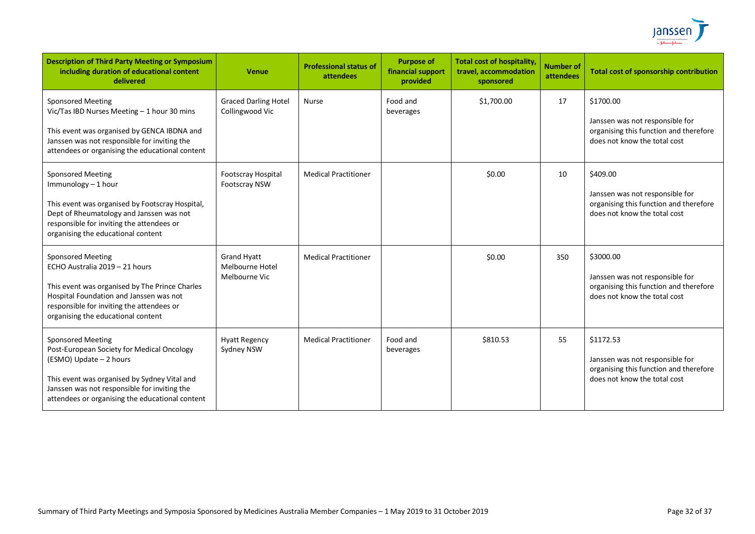| Description of Third Party Meeting or Symposium including duration of educational content delivered | Venue | Professional status of attendees | Purpose of financial support provided | Total cost of hospitality, travel, accommodation sponsored | Number of attendees | Total cost of sponsorship contribution |
|---|---|---|---|---|---|---|
| Sponsored Meeting<br>Vic/Tas IBD Nurses Meeting – 1 hour 30 mins<br><br>This event was organised by GENCA IBDNA and Janssen was not responsible for inviting the attendees or organising the educational content | Graced Darling Hotel Collingwood Vic | Nurse | Food and beverages | $1,700.00 | 17 | $1700.00<br><br>Janssen was not responsible for organising this function and therefore does not know the total cost |
| Sponsored Meeting<br>Immunology – 1 hour<br><br>This event was organised by Footscray Hospital, Dept of Rheumatology and Janssen was not responsible for inviting the attendees or organising the educational content | Footscray Hospital Footscray NSW | Medical Practitioner | | $0.00 | 10 | $409.00<br><br>Janssen was not responsible for organising this function and therefore does not know the total cost |
| Sponsored Meeting<br>ECHO Australia 2019 – 21 hours<br><br>This event was organised by The Prince Charles Hospital Foundation and Janssen was not responsible for inviting the attendees or organising the educational content | Grand Hyatt Melbourne Hotel Melbourne Vic | Medical Practitioner | | $0.00 | 350 | $3000.00<br><br>Janssen was not responsible for organising this function and therefore does not know the total cost |
| Sponsored Meeting<br>Post-European Society for Medical Oncology (ESMO) Update – 2 hours<br><br>This event was organised by Sydney Vital and Janssen was not responsible for inviting the attendees or organising the educational content | Hyatt Regency Sydney NSW | Medical Practitioner | Food and beverages | $810.53 | 55 | $1172.53<br><br>Janssen was not responsible for organising this function and therefore does not know the total cost |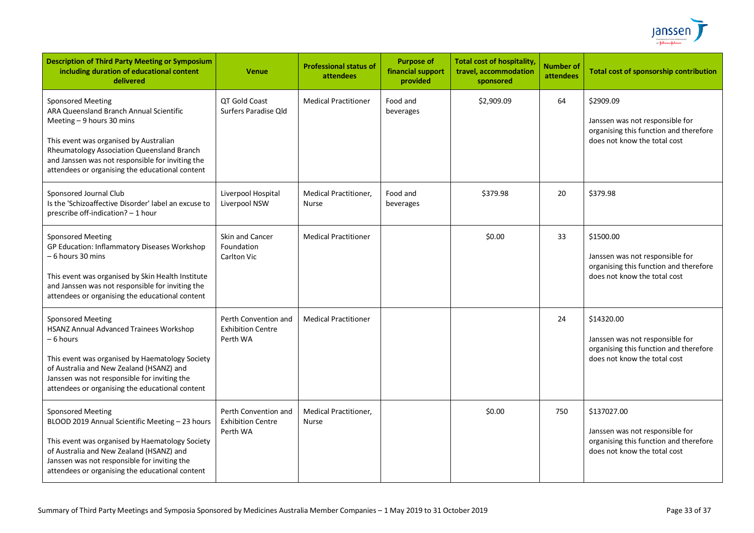| Description of Third Party Meeting or Symposium including duration of educational content delivered | Venue | Professional status of attendees | Purpose of financial support provided | Total cost of hospitality, travel, accommodation sponsored | Number of attendees | Total cost of sponsorship contribution |
|---|---|---|---|---|---|---|
| Sponsored Meeting<br>ARA Queensland Branch Annual Scientific Meeting – 9 hours 30 mins<br><br>This event was organised by Australian Rheumatology Association Queensland Branch and Janssen was not responsible for inviting the attendees or organising the educational content | QT Gold Coast Surfers Paradise Qld | Medical Practitioner | Food and beverages | $2,909.09 | 64 | $2909.09<br><br>Janssen was not responsible for organising this function and therefore does not know the total cost |
| Sponsored Journal Club<br>Is the 'Schizoaffective Disorder' label an excuse to prescribe off-indication? – 1 hour | Liverpool Hospital Liverpool NSW | Medical Practitioner, Nurse | Food and beverages | $379.98 | 20 | $379.98 |
| Sponsored Meeting<br>GP Education: Inflammatory Diseases Workshop – 6 hours 30 mins<br><br>This event was organised by Skin Health Institute and Janssen was not responsible for inviting the attendees or organising the educational content | Skin and Cancer Foundation Carlton Vic | Medical Practitioner | | $0.00 | 33 | $1500.00<br><br>Janssen was not responsible for organising this function and therefore does not know the total cost |
| Sponsored Meeting<br>HSANZ Annual Advanced Trainees Workshop – 6 hours<br><br>This event was organised by Haematology Society of Australia and New Zealand (HSANZ) and Janssen was not responsible for inviting the attendees or organising the educational content | Perth Convention and Exhibition Centre Perth WA | Medical Practitioner | | | 24 | $14320.00<br><br>Janssen was not responsible for organising this function and therefore does not know the total cost |
| Sponsored Meeting<br>BLOOD 2019 Annual Scientific Meeting – 23 hours<br><br>This event was organised by Haematology Society of Australia and New Zealand (HSANZ) and Janssen was not responsible for inviting the attendees or organising the educational content | Perth Convention and Exhibition Centre Perth WA | Medical Practitioner, Nurse | | $0.00 | 750 | $137027.00<br><br>Janssen was not responsible for organising this function and therefore does not know the total cost |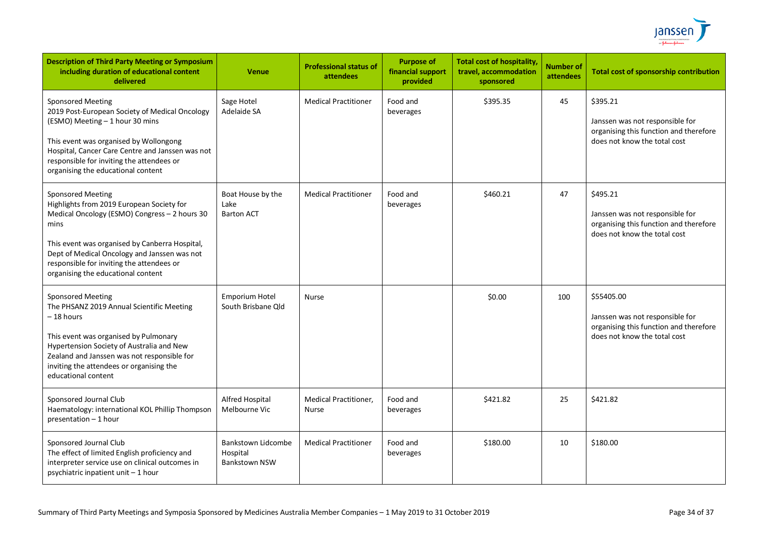| Description of Third Party Meeting or Symposium including duration of educational content delivered | Venue | Professional status of attendees | Purpose of financial support provided | Total cost of hospitality, travel, accommodation sponsored | Number of attendees | Total cost of sponsorship contribution |
|---|---|---|---|---|---|---|
| Sponsored Meeting<br>2019 Post-European Society of Medical Oncology (ESMO) Meeting – 1 hour 30 mins<br><br>This event was organised by Wollongong Hospital, Cancer Care Centre and Janssen was not responsible for inviting the attendees or organising the educational content | Sage Hotel<br>Adelaide SA | Medical Practitioner | Food and beverages | $395.35 | 45 | $395.21<br><br>Janssen was not responsible for organising this function and therefore does not know the total cost |
| Sponsored Meeting<br>Highlights from 2019 European Society for Medical Oncology (ESMO) Congress – 2 hours 30 mins<br><br>This event was organised by Canberra Hospital, Dept of Medical Oncology and Janssen was not responsible for inviting the attendees or organising the educational content | Boat House by the Lake<br>Barton ACT | Medical Practitioner | Food and beverages | $460.21 | 47 | $495.21<br><br>Janssen was not responsible for organising this function and therefore does not know the total cost |
| Sponsored Meeting<br>The PHSANZ 2019 Annual Scientific Meeting – 18 hours<br><br>This event was organised by Pulmonary Hypertension Society of Australia and New Zealand and Janssen was not responsible for inviting the attendees or organising the educational content | Emporium Hotel<br>South Brisbane Qld | Nurse | | $0.00 | 100 | $55405.00<br><br>Janssen was not responsible for organising this function and therefore does not know the total cost |
| Sponsored Journal Club<br>Haematology: international KOL Phillip Thompson presentation – 1 hour | Alfred Hospital<br>Melbourne Vic | Medical Practitioner, Nurse | Food and beverages | $421.82 | 25 | $421.82 |
| Sponsored Journal Club<br>The effect of limited English proficiency and interpreter service use on clinical outcomes in psychiatric inpatient unit – 1 hour | Bankstown Lidcombe Hospital<br>Bankstown NSW | Medical Practitioner | Food and beverages | $180.00 | 10 | $180.00 |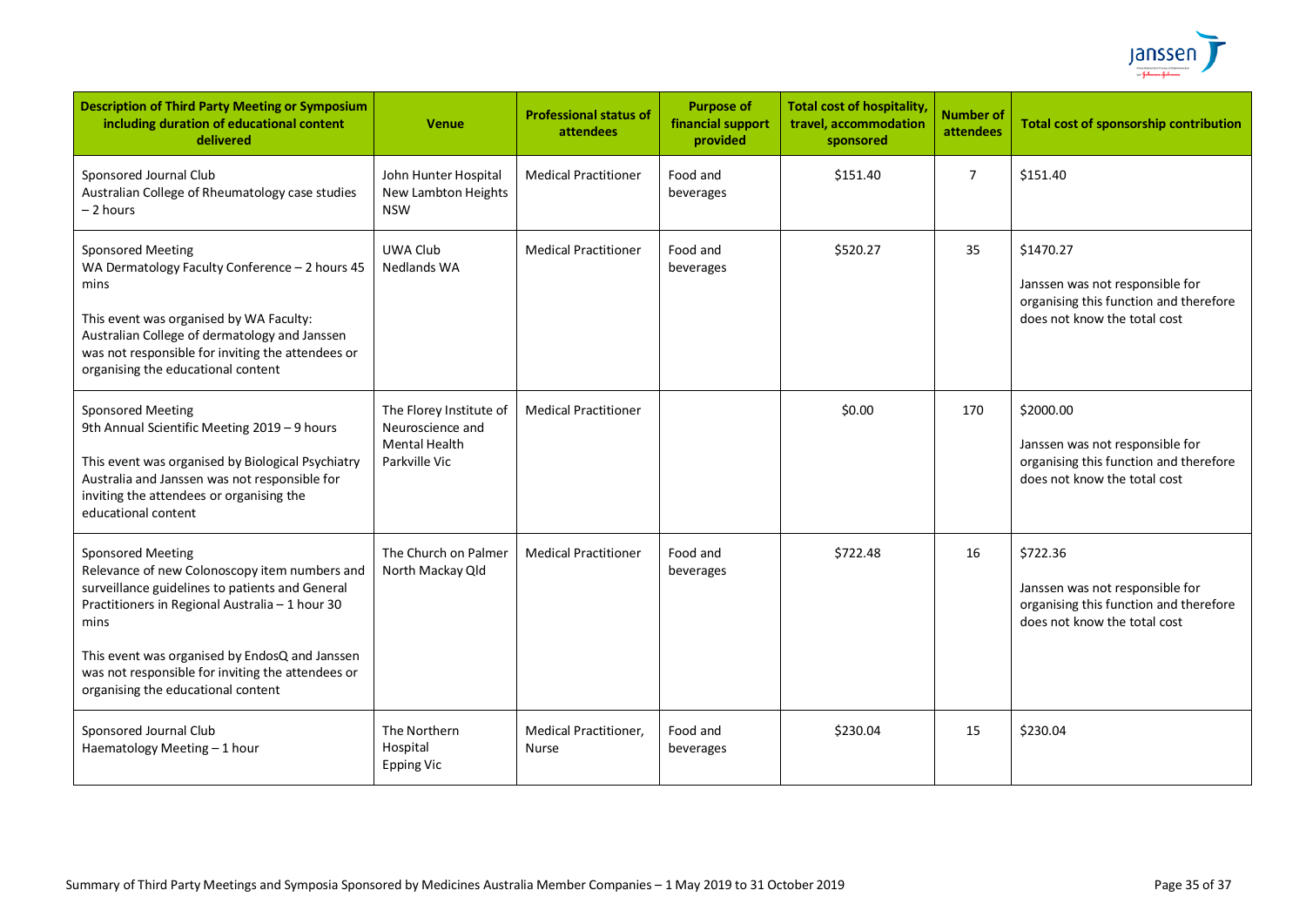| Description of Third Party Meeting or Symposium including duration of educational content delivered | Venue | Professional status of attendees | Purpose of financial support provided | Total cost of hospitality, travel, accommodation sponsored | Number of attendees | Total cost of sponsorship contribution |
|---|---|---|---|---|---|---|
| Sponsored Journal Club<br>Australian College of Rheumatology case studies – 2 hours | John Hunter Hospital New Lambton Heights NSW | Medical Practitioner | Food and beverages | \$151.40 | 7 | \$151.40 |
| Sponsored Meeting<br>WA Dermatology Faculty Conference – 2 hours 45 mins<br><br>This event was organised by WA Faculty: Australian College of dermatology and Janssen was not responsible for inviting the attendees or organising the educational content | UWA Club<br>Nedlands WA | Medical Practitioner | Food and beverages | \$520.27 | 35 | \$1470.27<br><br>Janssen was not responsible for organising this function and therefore does not know the total cost |
| Sponsored Meeting<br>9th Annual Scientific Meeting 2019 – 9 hours<br><br>This event was organised by Biological Psychiatry Australia and Janssen was not responsible for inviting the attendees or organising the educational content | The Florey Institute of Neuroscience and Mental Health<br>Parkville Vic | Medical Practitioner | | \$0.00 | 170 | \$2000.00<br><br>Janssen was not responsible for organising this function and therefore does not know the total cost |
| Sponsored Meeting<br>Relevance of new Colonoscopy item numbers and surveillance guidelines to patients and General Practitioners in Regional Australia – 1 hour 30 mins<br><br>This event was organised by EndosQ and Janssen was not responsible for inviting the attendees or organising the educational content | The Church on Palmer<br>North Mackay Qld | Medical Practitioner | Food and beverages | \$722.48 | 16 | \$722.36<br><br>Janssen was not responsible for organising this function and therefore does not know the total cost |
| Sponsored Journal Club<br>Haematology Meeting – 1 hour | The Northern Hospital<br>Epping Vic | Medical Practitioner, Nurse | Food and beverages | \$230.04 | 15 | \$230.04 |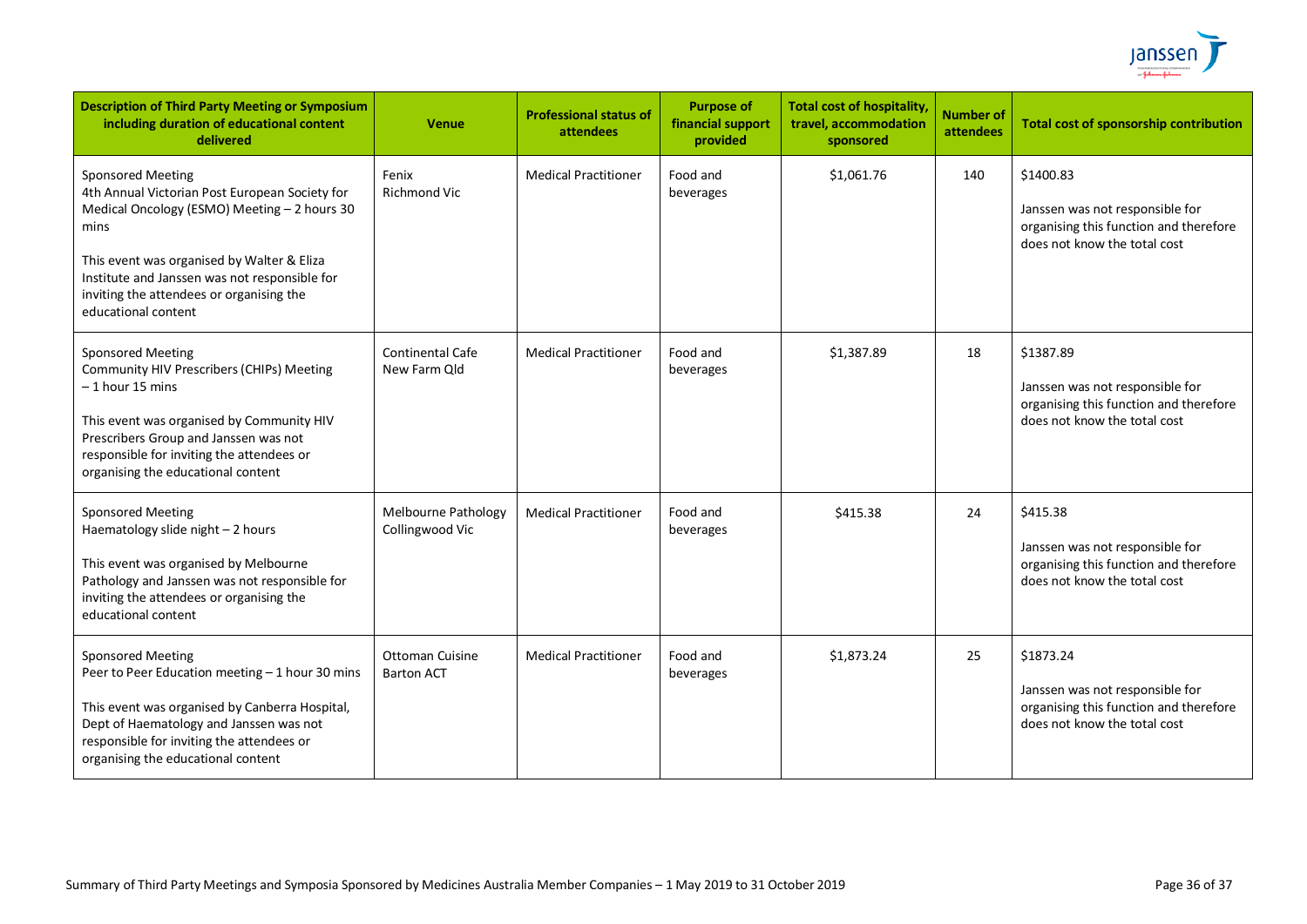| Description of Third Party Meeting or Symposium including duration of educational content delivered | Venue | Professional status of attendees | Purpose of financial support provided | Total cost of hospitality, travel, accommodation sponsored | Number of attendees | Total cost of sponsorship contribution |
|---|---|---|---|---|---|---|
| Sponsored Meeting<br>4th Annual Victorian Post European Society for Medical Oncology (ESMO) Meeting – 2 hours 30 mins<br><br>This event was organised by Walter & Eliza Institute and Janssen was not responsible for inviting the attendees or organising the educational content | Fenix<br>Richmond Vic | Medical Practitioner | Food and beverages | $1,061.76 | 140 | $1400.83<br><br>Janssen was not responsible for organising this function and therefore does not know the total cost |
| Sponsored Meeting<br>Community HIV Prescribers (CHIPs) Meeting – 1 hour 15 mins<br><br>This event was organised by Community HIV Prescribers Group and Janssen was not responsible for inviting the attendees or organising the educational content | Continental Cafe<br>New Farm Qld | Medical Practitioner | Food and beverages | $1,387.89 | 18 | $1387.89<br><br>Janssen was not responsible for organising this function and therefore does not know the total cost |
| Sponsored Meeting<br>Haematology slide night – 2 hours<br><br>This event was organised by Melbourne Pathology and Janssen was not responsible for inviting the attendees or organising the educational content | Melbourne Pathology<br>Collingwood Vic | Medical Practitioner | Food and beverages | $415.38 | 24 | $415.38<br><br>Janssen was not responsible for organising this function and therefore does not know the total cost |
| Sponsored Meeting<br>Peer to Peer Education meeting – 1 hour 30 mins<br><br>This event was organised by Canberra Hospital, Dept of Haematology and Janssen was not responsible for inviting the attendees or organising the educational content | Ottoman Cuisine<br>Barton ACT | Medical Practitioner | Food and beverages | $1,873.24 | 25 | $1873.24<br><br>Janssen was not responsible for organising this function and therefore does not know the total cost |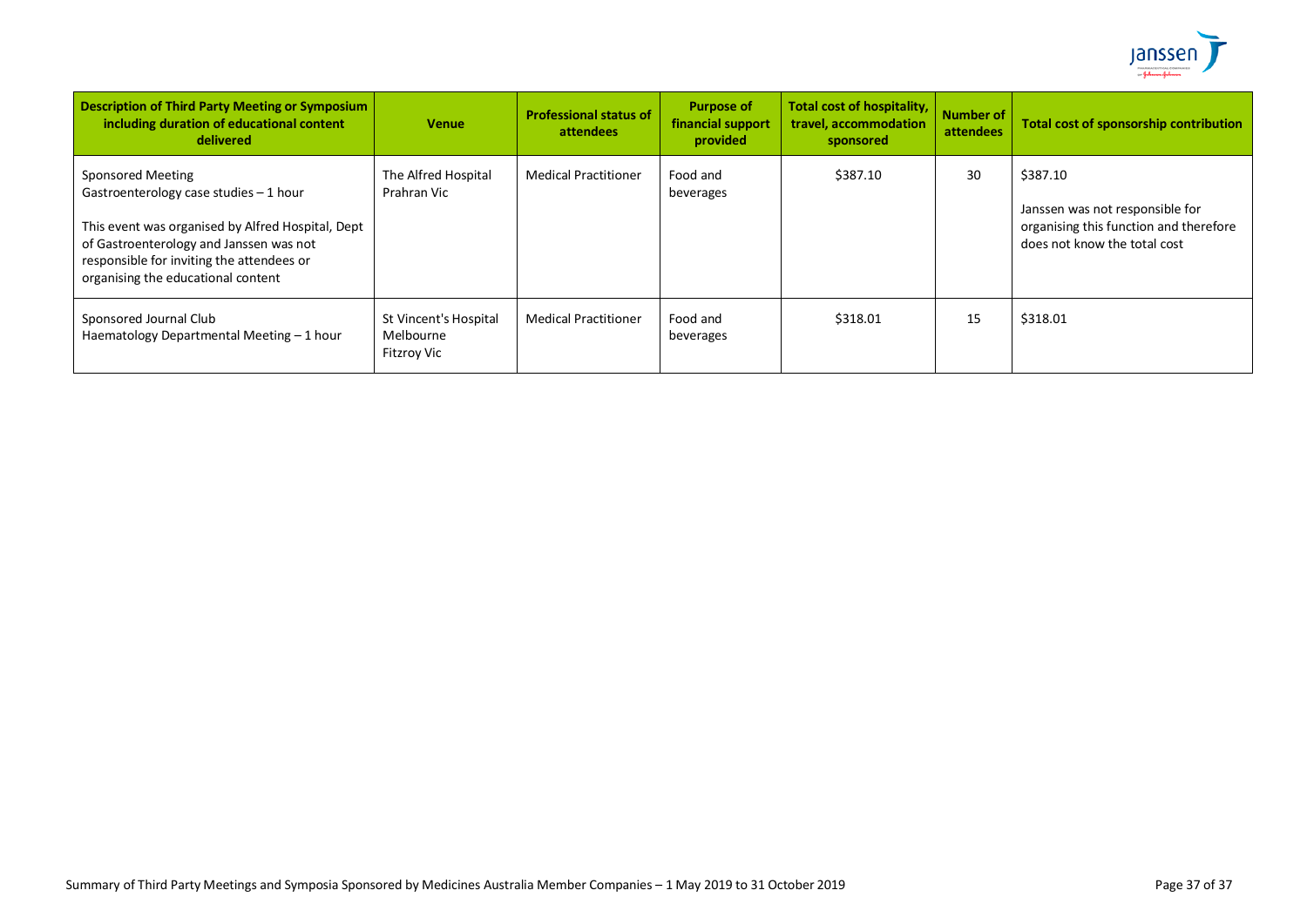| Description of Third Party Meeting or Symposium including duration of educational content delivered | Venue | Professional status of attendees | Purpose of financial support provided | Total cost of hospitality, travel, accommodation sponsored | Number of attendees | Total cost of sponsorship contribution |
|---|---|---|---|---|---|---|
| Sponsored Meeting<br>Gastroenterology case studies – 1 hour<br><br>This event was organised by Alfred Hospital, Dept of Gastroenterology and Janssen was not responsible for inviting the attendees or organising the educational content | The Alfred Hospital Prahran Vic | Medical Practitioner | Food and beverages | $387.10 | 30 | $387.10<br><br>Janssen was not responsible for organising this function and therefore does not know the total cost |
| Sponsored Journal Club<br>Haematology Departmental Meeting – 1 hour | St Vincent's Hospital Melbourne Fitzroy Vic | Medical Practitioner | Food and beverages | $318.01 | 15 | $318.01 |